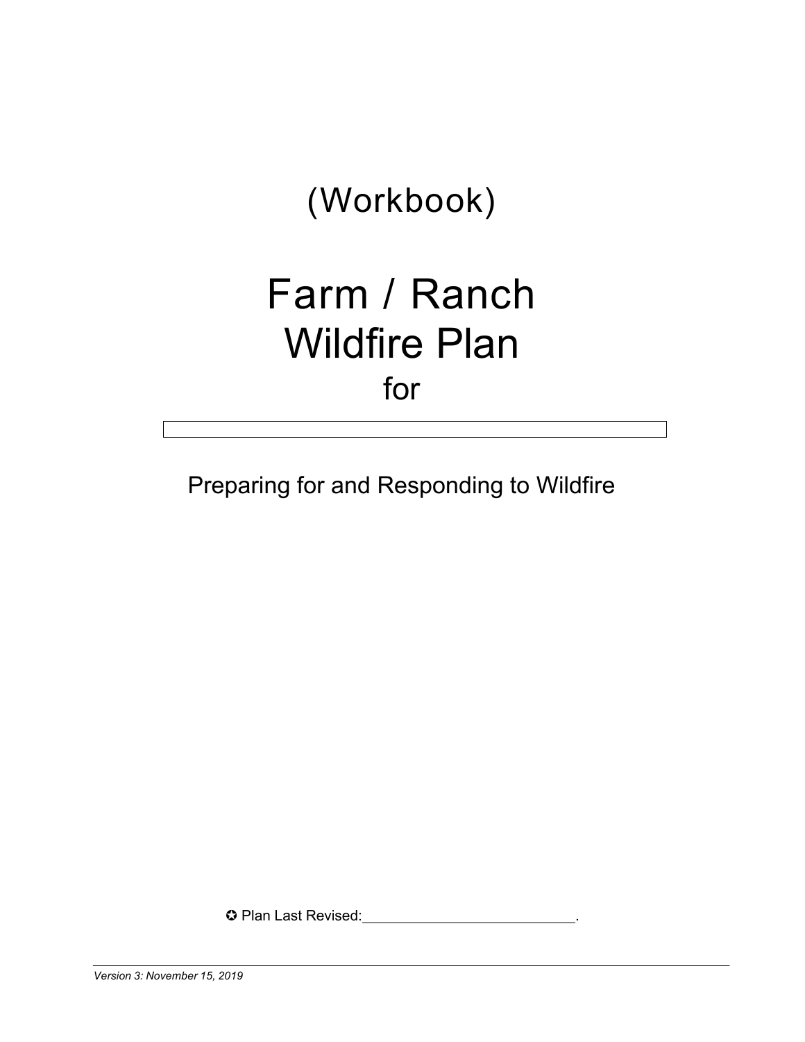(Workbook)

# Farm / Ranch Wildfire Plan

for

Preparing for and Responding to Wildfire

✪ Plan Last Revised:\_\_\_\_\_\_\_\_\_\_\_\_\_\_\_\_\_\_\_\_\_\_\_\_\_\_\_\_.

*Version 3: November 15, 2019*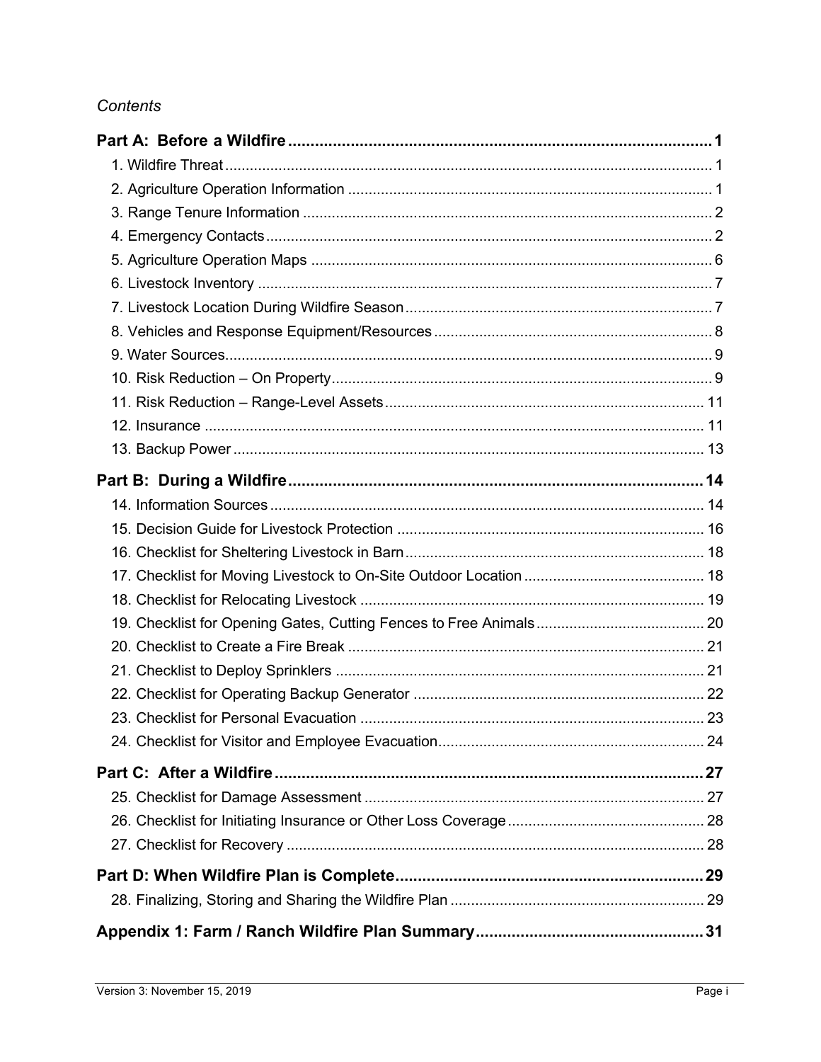*Contents*

**Part A: Before a Wildfire** ..... 1

- 1. Wildfire Threat ..... 1
- 2. Agriculture Operation Information ..... 1
- 3. Range Tenure Information ..... 2
- 4. Emergency Contacts ..... 2
- 5. Agriculture Operation Maps ..... 6
- 6. Livestock Inventory ..... 7
- 7. Livestock Location During Wildfire Season ..... 7
- 8. Vehicles and Response Equipment/Resources ..... 8
- 9. Water Sources ..... 9
- 10. Risk Reduction – On Property ..... 9
- 11. Risk Reduction – Range-Level Assets ..... 11
- 12. Insurance ..... 11
- 13. Backup Power ..... 13

**Part B: During a Wildfire** ..... 14

- 14. Information Sources ..... 14
- 15. Decision Guide for Livestock Protection ..... 16
- 16. Checklist for Sheltering Livestock in Barn ..... 18
- 17. Checklist for Moving Livestock to On-Site Outdoor Location ..... 18
- 18. Checklist for Relocating Livestock ..... 19
- 19. Checklist for Opening Gates, Cutting Fences to Free Animals ..... 20
- 20. Checklist to Create a Fire Break ..... 21
- 21. Checklist to Deploy Sprinklers ..... 21
- 22. Checklist for Operating Backup Generator ..... 22
- 23. Checklist for Personal Evacuation ..... 23
- 24. Checklist for Visitor and Employee Evacuation ..... 24

**Part C: After a Wildfire** ..... 27

- 25. Checklist for Damage Assessment ..... 27
- 26. Checklist for Initiating Insurance or Other Loss Coverage ..... 28
- 27. Checklist for Recovery ..... 28

**Part D: When Wildfire Plan is Complete** ..... 29

- 28. Finalizing, Storing and Sharing the Wildfire Plan ..... 29

**Appendix 1: Farm / Ranch Wildfire Plan Summary** ..... 31

Version 3: November 15, 2019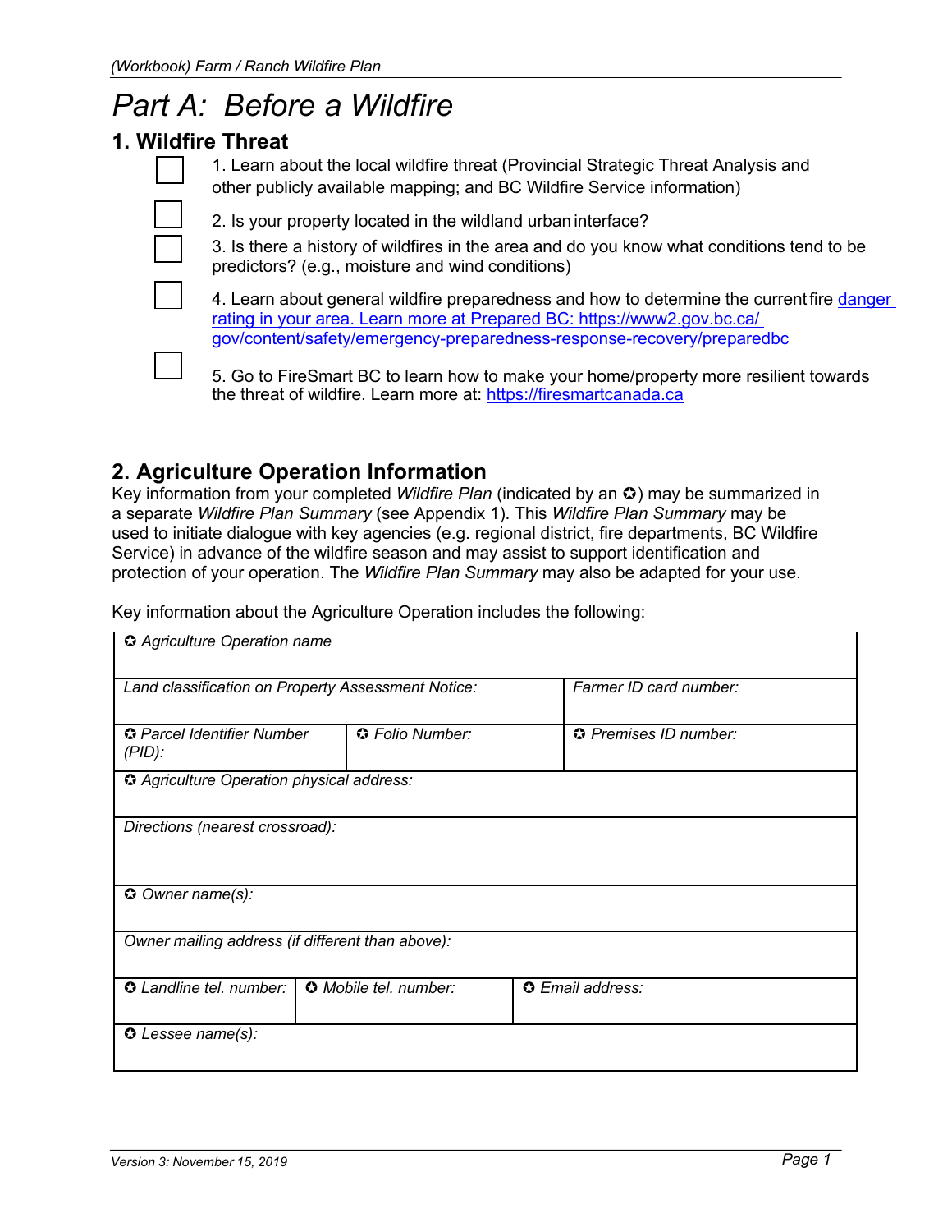# Part A: Before a Wildfire

## 1. Wildfire Threat

- [ ] 1. Learn about the local wildfire threat (Provincial Strategic Threat Analysis and other publicly available mapping; and BC Wildfire Service information)
- [ ] 2. Is your property located in the wildland urban interface?
- [ ] 3. Is there a history of wildfires in the area and do you know what conditions tend to be predictors? (e.g., moisture and wind conditions)
- [ ] 4. Learn about general wildfire preparedness and how to determine the current fire danger rating in your area. Learn more at Prepared BC: https://www2.gov.bc.ca/gov/content/safety/emergency-preparedness-response-recovery/preparedbc
- [ ] 5. Go to FireSmart BC to learn how to make your home/property more resilient towards the threat of wildfire. Learn more at: https://firesmartcanada.ca

## 2. Agriculture Operation Information

Key information from your completed *Wildfire Plan* (indicated by an ✪) may be summarized in a separate *Wildfire Plan Summary* (see Appendix 1). This *Wildfire Plan Summary* may be used to initiate dialogue with key agencies (e.g. regional district, fire departments, BC Wildfire Service) in advance of the wildfire season and may assist to support identification and protection of your operation. The *Wildfire Plan Summary* may also be adapted for your use.

Key information about the Agriculture Operation includes the following:

| | | |
|---|---|---|
| *✪ Agriculture Operation name* | | |
| *Land classification on Property Assessment Notice:* | | *Farmer ID card number:* |
| *✪ Parcel Identifier Number (PID):* | *✪ Folio Number:* | *✪ Premises ID number:* |
| *✪ Agriculture Operation physical address:* | | |
| *Directions (nearest crossroad):* | | |
| *✪ Owner name(s):* | | |
| *Owner mailing address (if different than above):* | | |
| *✪ Landline tel. number:* | *✪ Mobile tel. number:* | *✪ Email address:* |
| *✪ Lessee name(s):* | | |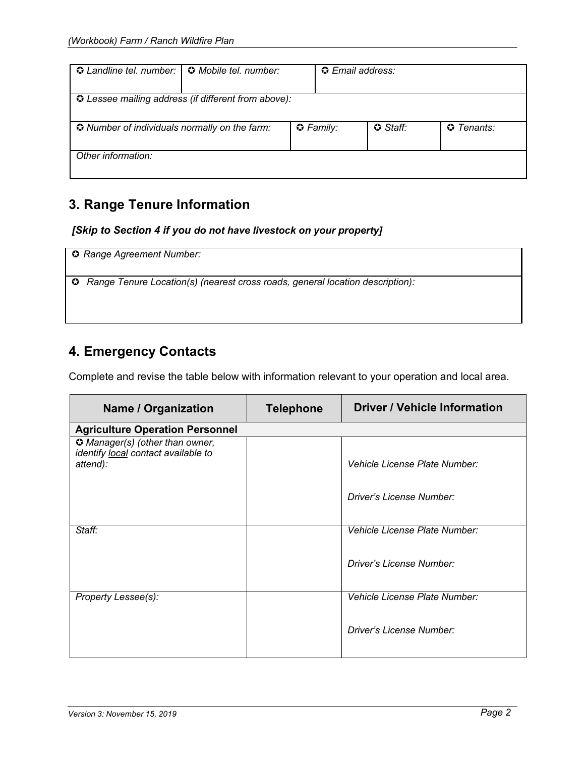| ✪ *Landline tel. number:* | ✪ *Mobile tel. number:* | ✪ *Email address:* | |
|---|---|---|---|
| ✪ *Lessee mailing address (if different from above):* | | | |
| ✪ *Number of individuals normally on the farm:* | ✪ *Family:* | ✪ *Staff:* | ✪ *Tenants:* |
| *Other information:* | | | |

## 3. Range Tenure Information

***[Skip to Section 4 if you do not have livestock on your property]***

| ✪ *Range Agreement Number:* |
|---|
| ✪ *Range Tenure Location(s) (nearest cross roads, general location description):* |

## 4. Emergency Contacts

Complete and revise the table below with information relevant to your operation and local area.

| Name / Organization | Telephone | Driver / Vehicle Information |
|---|---|---|
| **Agriculture Operation Personnel** | | |
| ✪ *Manager(s) (other than owner, identify local contact available to attend):* | | *Vehicle License Plate Number:*<br><br>*Driver's License Number:* |
| *Staff:* | | *Vehicle License Plate Number:*<br><br>*Driver's License Number:* |
| *Property Lessee(s):* | | *Vehicle License Plate Number:*<br><br>*Driver's License Number:* |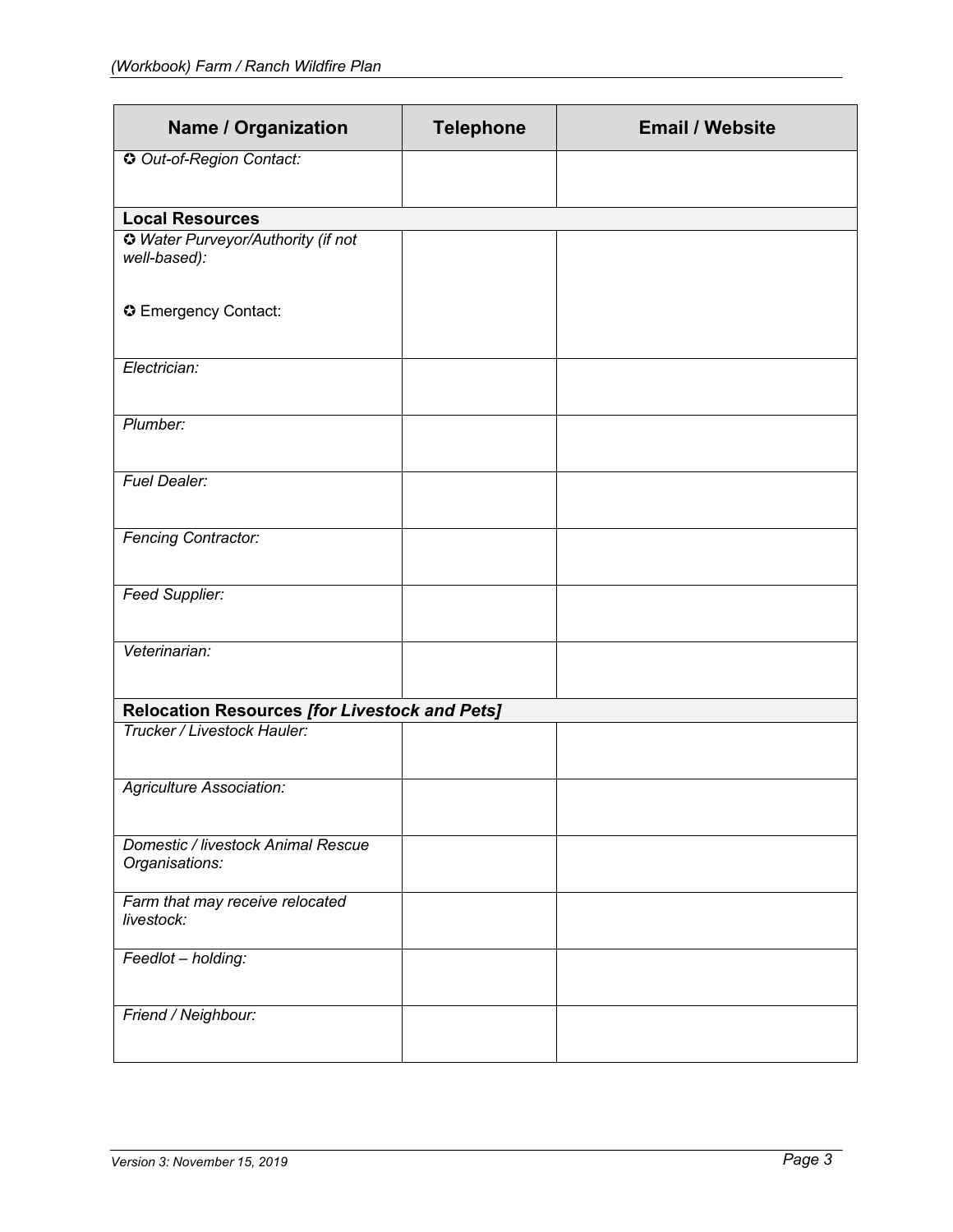| Name / Organization | Telephone | Email / Website |
|---|---|---|
| ✪ *Out-of-Region Contact:* | | |
| **Local Resources** | | |
| ✪ *Water Purveyor/Authority (if not well-based):*<br><br>✪ Emergency Contact: | | |
| *Electrician:* | | |
| *Plumber:* | | |
| *Fuel Dealer:* | | |
| *Fencing Contractor:* | | |
| *Feed Supplier:* | | |
| *Veterinarian:* | | |
| **Relocation Resources *[for Livestock and Pets]*** | | |
| *Trucker / Livestock Hauler:* | | |
| *Agriculture Association:* | | |
| *Domestic / livestock Animal Rescue Organisations:* | | |
| *Farm that may receive relocated livestock:* | | |
| *Feedlot – holding:* | | |
| *Friend / Neighbour:* | | |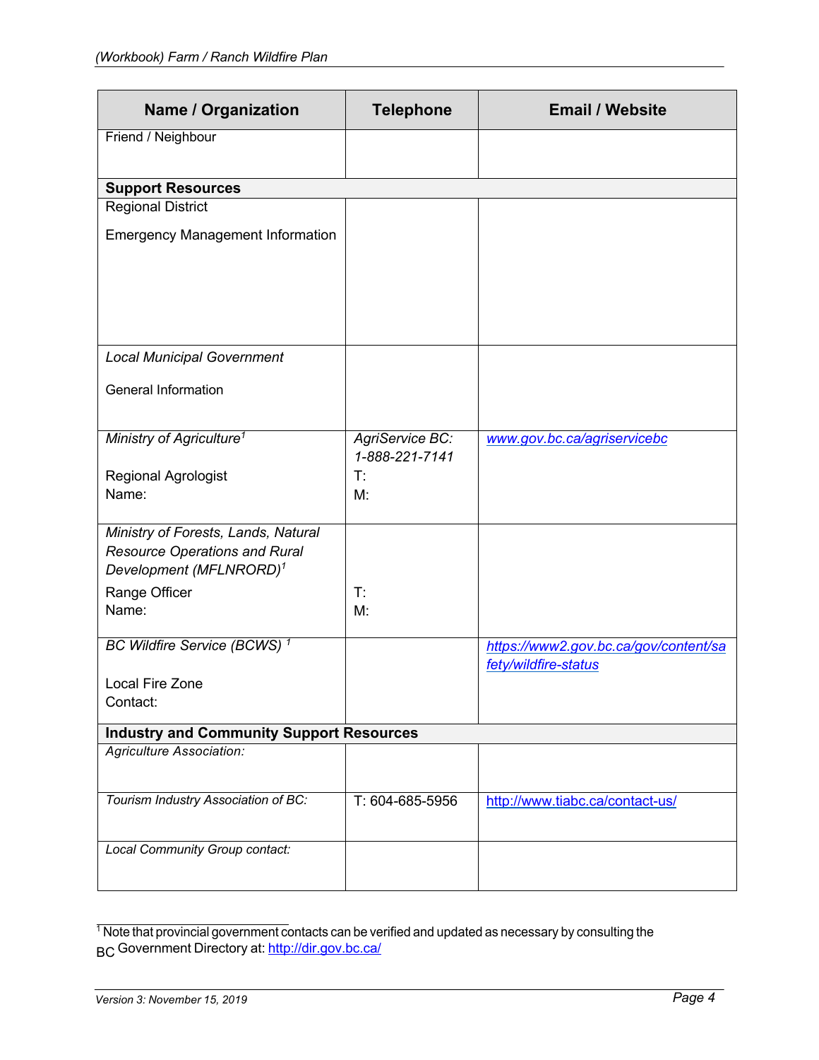| Name / Organization | Telephone | Email / Website |
|---|---|---|
| Friend / Neighbour | | |
| **Support Resources** | | |
| Regional District<br><br>Emergency Management Information | | |
| *Local Municipal Government*<br><br>General Information | | |
| *Ministry of Agriculture*[1]<br><br>Regional Agrologist<br>Name: | *AgriService BC: 1-888-221-7141*<br>T:<br>M: | *www.gov.bc.ca/agriservicebc* |
| *Ministry of Forests, Lands, Natural Resource Operations and Rural Development (MFLNRORD)*[1]<br>Range Officer<br>Name: | T:<br>M: | |
| *BC Wildfire Service (BCWS)* [1]<br><br>Local Fire Zone<br>Contact: | | *https://www2.gov.bc.ca/gov/content/safety/wildfire-status* |
| **Industry and Community Support Resources** | | |
| *Agriculture Association:* | | |
| *Tourism Industry Association of BC:* | T: 604-685-5956 | http://www.tiabc.ca/contact-us/ |
| *Local Community Group contact:* | | |

[1] Note that provincial government contacts can be verified and updated as necessary by consulting the BC Government Directory at: http://dir.gov.bc.ca/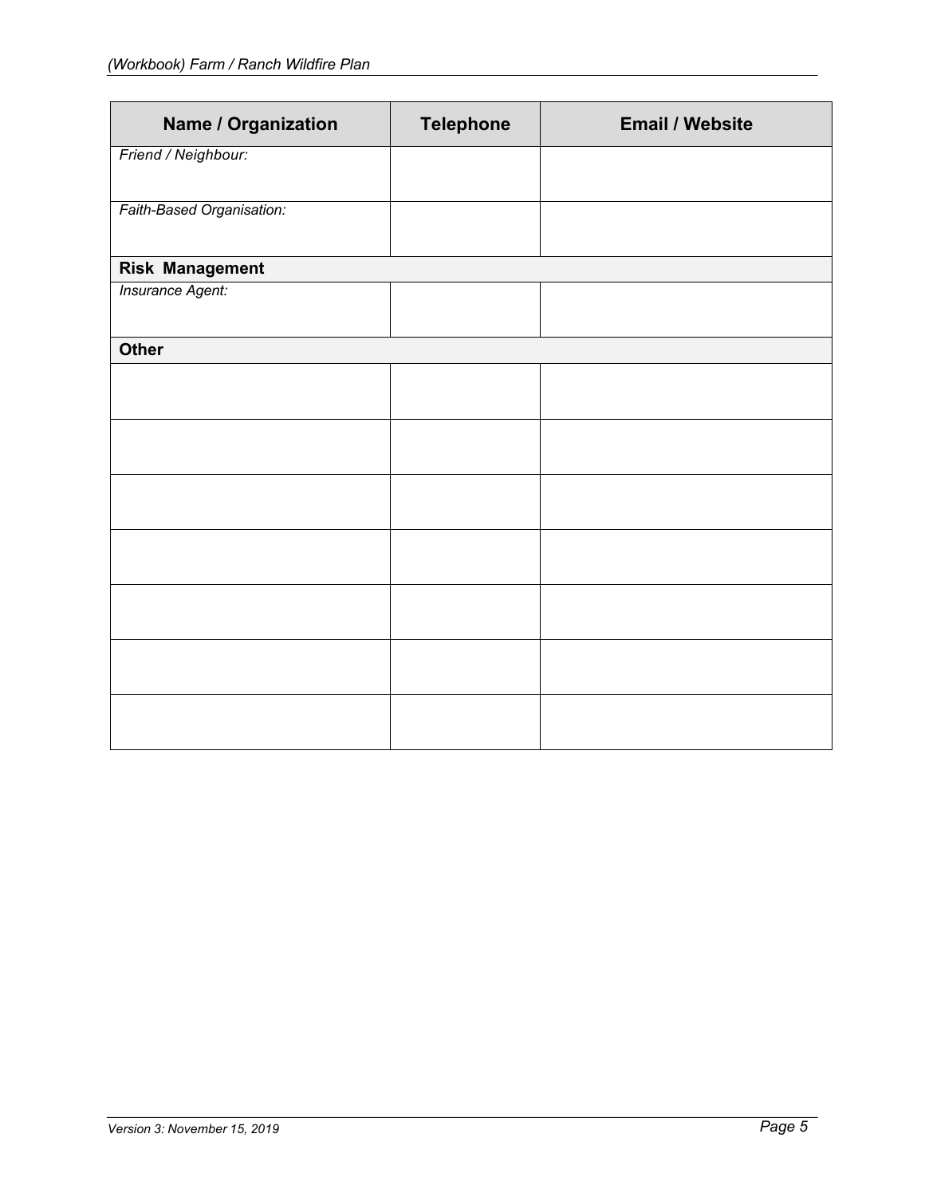| Name / Organization | Telephone | Email / Website |
|---|---|---|
| *Friend / Neighbour:* | | |
| *Faith-Based Organisation:* | | |
| **Risk Management** | | |
| *Insurance Agent:* | | |
| **Other** | | |
| | | |
| | | |
| | | |
| | | |
| | | |
| | | |
| | | |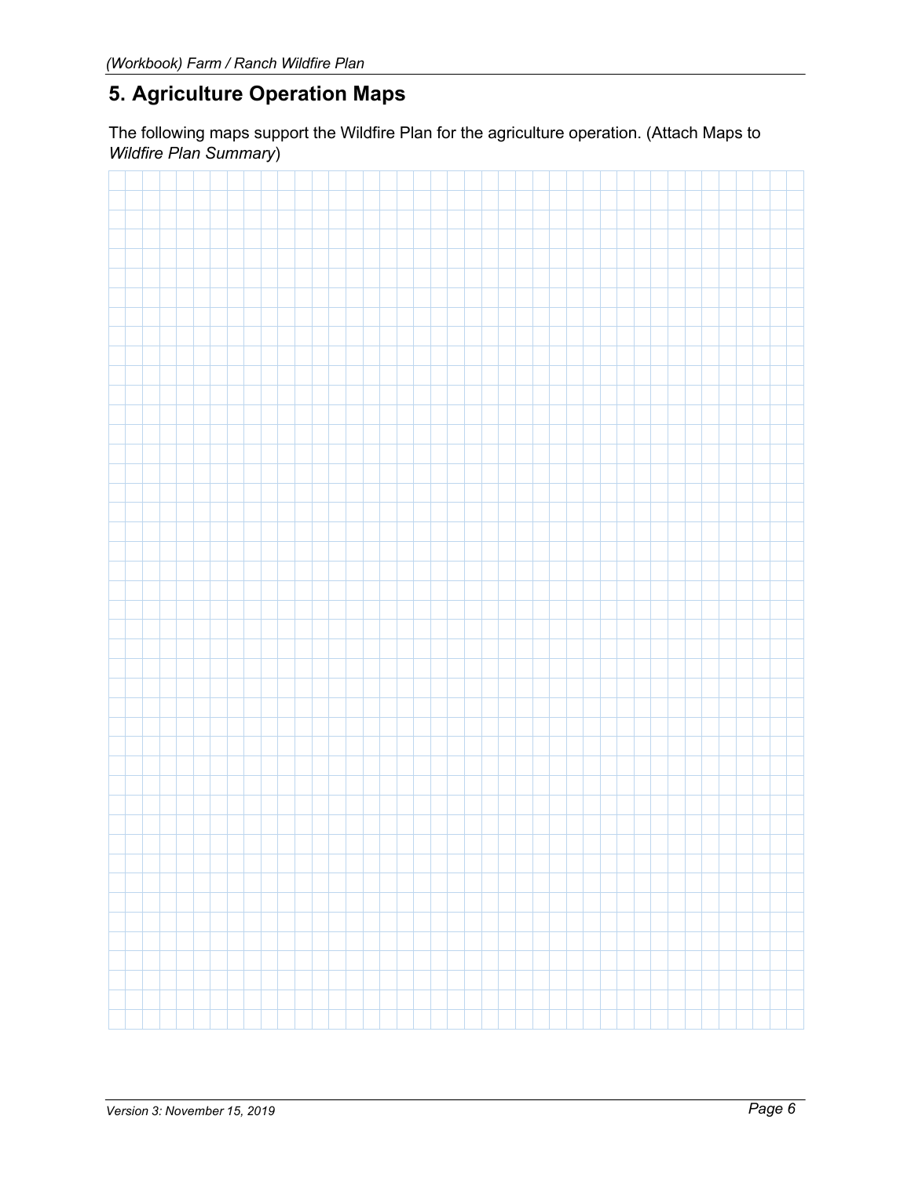## 5. Agriculture Operation Maps

The following maps support the Wildfire Plan for the agriculture operation. (Attach Maps to *Wildfire Plan Summary*)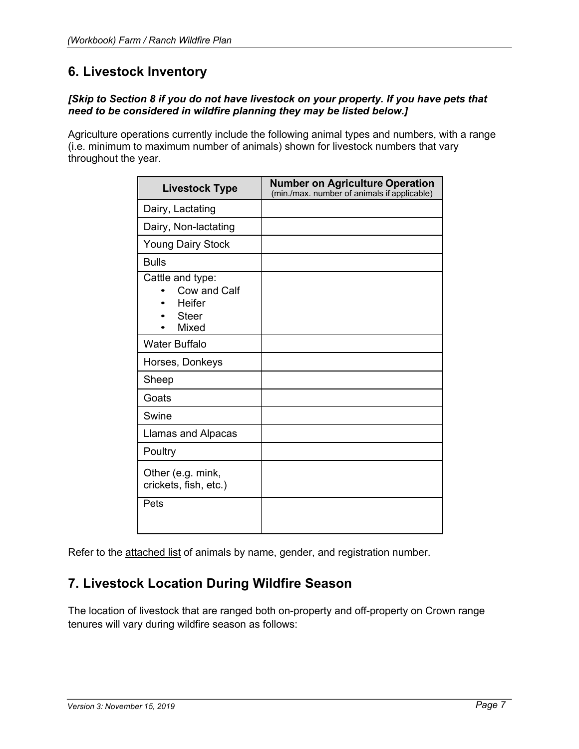## 6. Livestock Inventory

***[Skip to Section 8 if you do not have livestock on your property. If you have pets that need to be considered in wildfire planning they may be listed below.]***

Agriculture operations currently include the following animal types and numbers, with a range (i.e. minimum to maximum number of animals) shown for livestock numbers that vary throughout the year.

| Livestock Type | Number on Agriculture Operation (min./max. number of animals if applicable) |
|---|---|
| Dairy, Lactating | |
| Dairy, Non-lactating | |
| Young Dairy Stock | |
| Bulls | |
| Cattle and type: <br>• Cow and Calf <br>• Heifer <br>• Steer <br>• Mixed | |
| Water Buffalo | |
| Horses, Donkeys | |
| Sheep | |
| Goats | |
| Swine | |
| Llamas and Alpacas | |
| Poultry | |
| Other (e.g. mink, crickets, fish, etc.) | |
| Pets | |

Refer to the attached list of animals by name, gender, and registration number.

## 7. Livestock Location During Wildfire Season

The location of livestock that are ranged both on-property and off-property on Crown range tenures will vary during wildfire season as follows: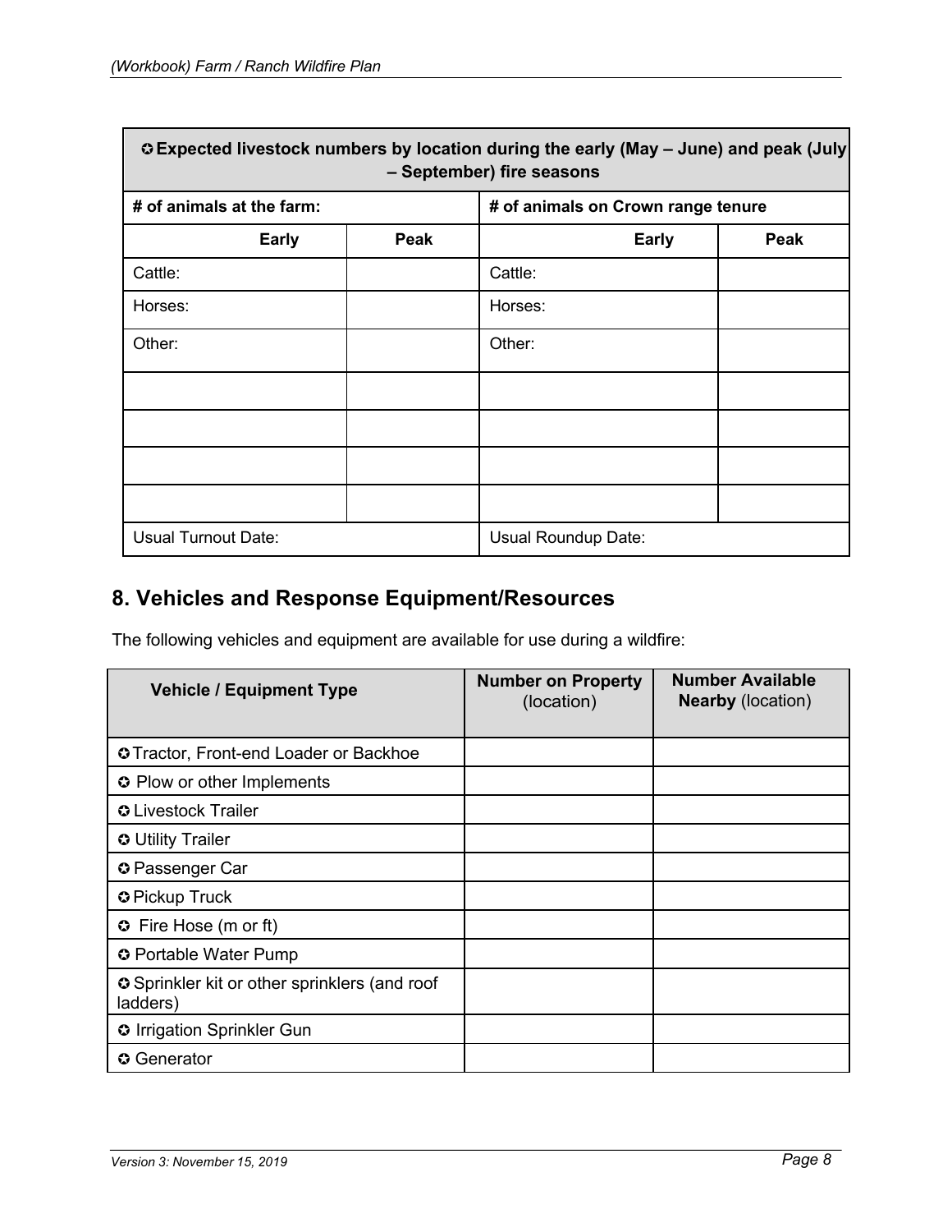| ✪ Expected livestock numbers by location during the early (May – June) and peak (July – September) fire seasons | | | |
|---|---|---|---|
| **# of animals at the farm:** | | **# of animals on Crown range tenure** | |
| **Early** | **Peak** | **Early** | **Peak** |
| Cattle: | | Cattle: | |
| Horses: | | Horses: | |
| Other: | | Other: | |
| | | | |
| | | | |
| | | | |
| | | | |
| Usual Turnout Date: | | Usual Roundup Date: | |

## 8. Vehicles and Response Equipment/Resources

The following vehicles and equipment are available for use during a wildfire:

| Vehicle / Equipment Type | **Number on Property** (location) | **Number Available Nearby** (location) |
|---|---|---|
| ✪ Tractor, Front-end Loader or Backhoe | | |
| ✪ Plow or other Implements | | |
| ✪ Livestock Trailer | | |
| ✪ Utility Trailer | | |
| ✪ Passenger Car | | |
| ✪ Pickup Truck | | |
| ✪ Fire Hose (m or ft) | | |
| ✪ Portable Water Pump | | |
| ✪ Sprinkler kit or other sprinklers (and roof ladders) | | |
| ✪ Irrigation Sprinkler Gun | | |
| ✪ Generator | | |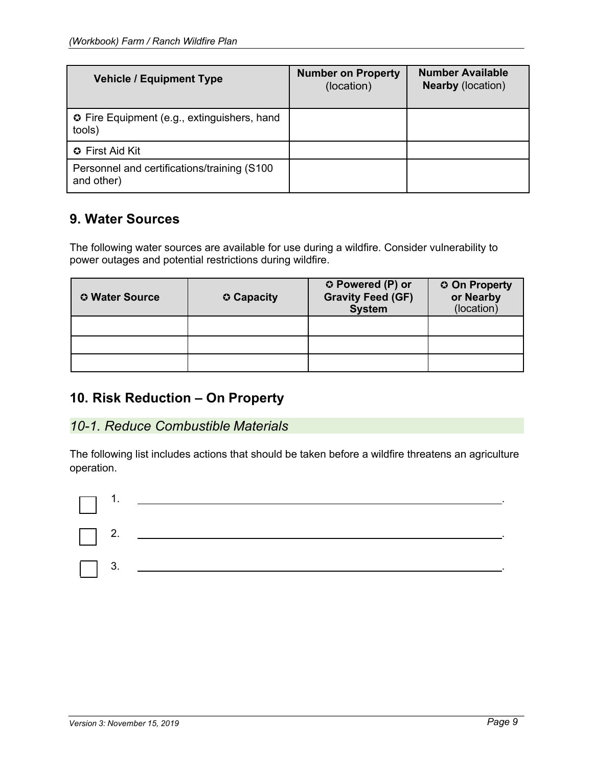| Vehicle / Equipment Type | Number on Property (location) | Number Available Nearby (location) |
|---|---|---|
| ✪ Fire Equipment (e.g., extinguishers, hand tools) | | |
| ✪ First Aid Kit | | |
| Personnel and certifications/training (S100 and other) | | |

## 9. Water Sources

The following water sources are available for use during a wildfire. Consider vulnerability to power outages and potential restrictions during wildfire.

| ✪ Water Source | ✪ Capacity | ✪ Powered (P) or Gravity Feed (GF) System | ✪ On Property or Nearby (location) |
|---|---|---|---|
| | | | |
| | | | |
| | | | |

## 10. Risk Reduction – On Property

### *10-1. Reduce Combustible Materials*

The following list includes actions that should be taken before a wildfire threatens an agriculture operation.

- [ ] 1. ______________________________.
- [ ] 2. ______________________________.
- [ ] 3. ______________________________.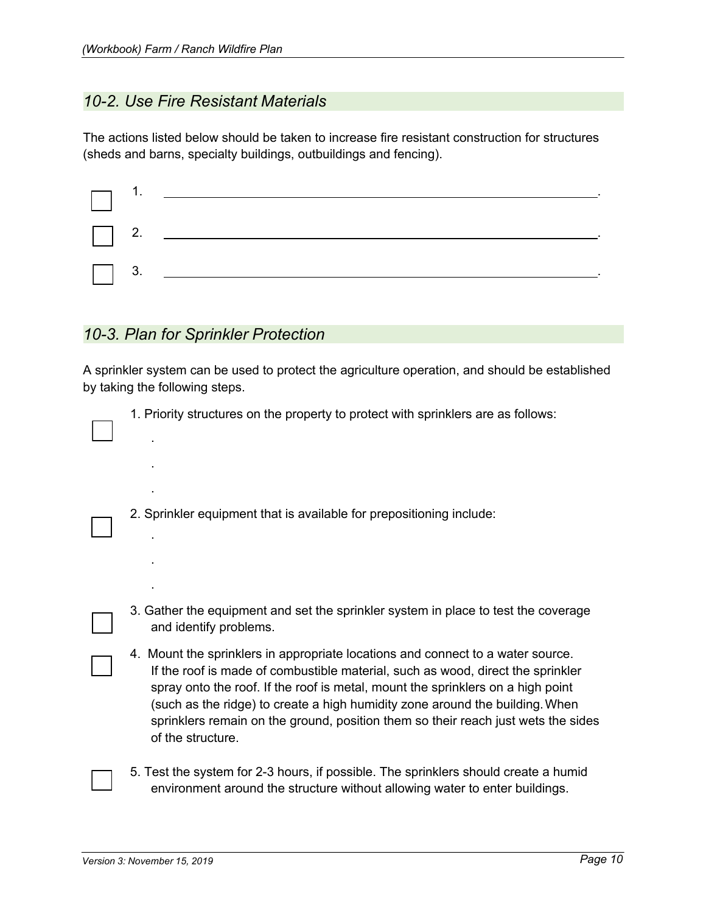## *10-2. Use Fire Resistant Materials*

The actions listed below should be taken to increase fire resistant construction for structures (sheds and barns, specialty buildings, outbuildings and fencing).

- [ ] 1. ______________________________________________________________.
- [ ] 2. ______________________________________________________________.
- [ ] 3. ______________________________________________________________.

## *10-3. Plan for Sprinkler Protection*

A sprinkler system can be used to protect the agriculture operation, and should be established by taking the following steps.

- [ ] 1. Priority structures on the property to protect with sprinklers are as follows:
  - .
  - .
  - .
- [ ] 2. Sprinkler equipment that is available for prepositioning include:
  - .
  - .
  - .
- [ ] 3. Gather the equipment and set the sprinkler system in place to test the coverage and identify problems.
- [ ] 4. Mount the sprinklers in appropriate locations and connect to a water source. If the roof is made of combustible material, such as wood, direct the sprinkler spray onto the roof. If the roof is metal, mount the sprinklers on a high point (such as the ridge) to create a high humidity zone around the building. When sprinklers remain on the ground, position them so their reach just wets the sides of the structure.
- [ ] 5. Test the system for 2-3 hours, if possible. The sprinklers should create a humid environment around the structure without allowing water to enter buildings.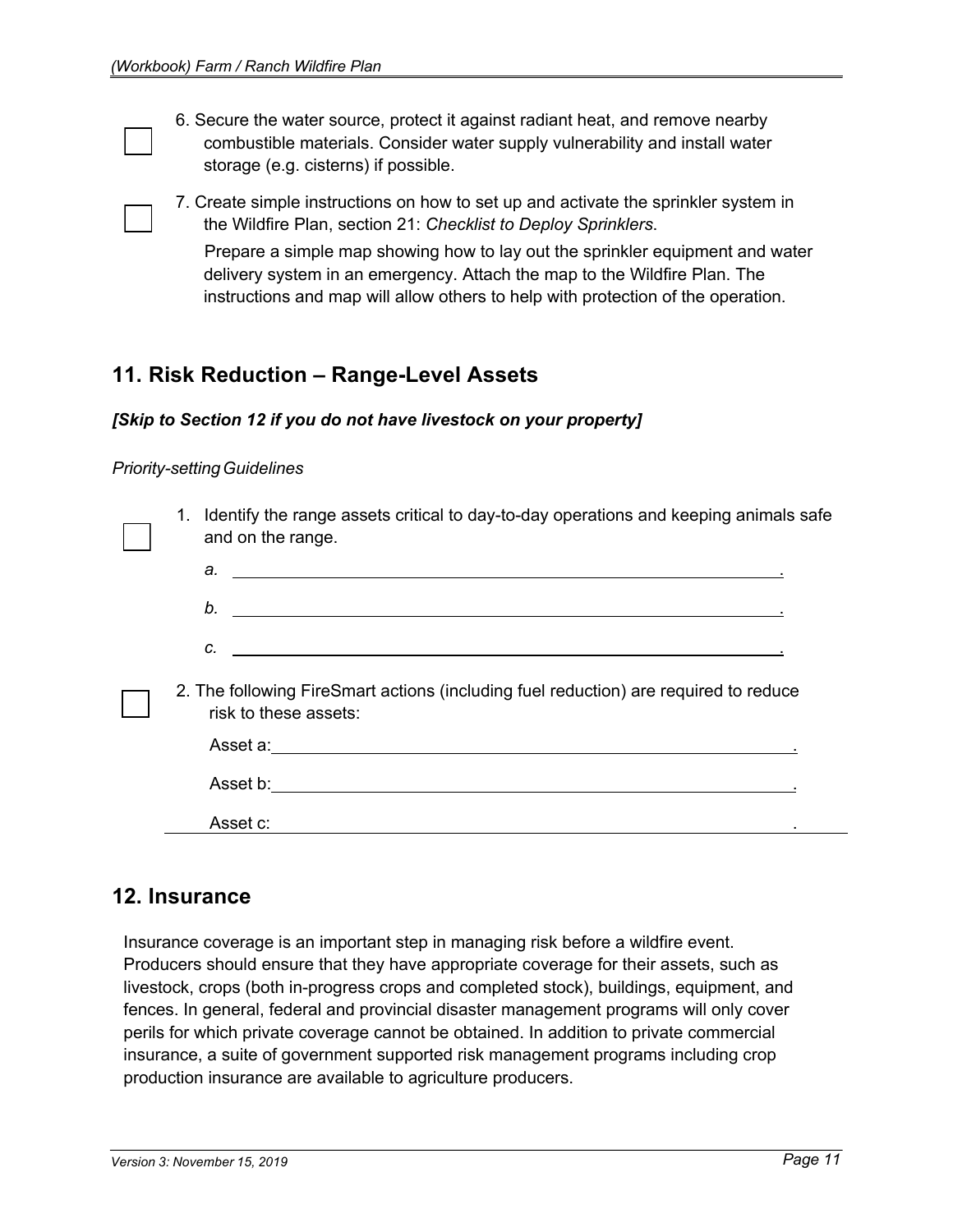- [ ] 6. Secure the water source, protect it against radiant heat, and remove nearby combustible materials. Consider water supply vulnerability and install water storage (e.g. cisterns) if possible.

- [ ] 7. Create simple instructions on how to set up and activate the sprinkler system in the Wildfire Plan, section 21: *Checklist to Deploy Sprinklers*.

   Prepare a simple map showing how to lay out the sprinkler equipment and water delivery system in an emergency. Attach the map to the Wildfire Plan. The instructions and map will allow others to help with protection of the operation.

## 11. Risk Reduction – Range-Level Assets

***[Skip to Section 12 if you do not have livestock on your property]***

*Priority-setting Guidelines*

- [ ] 1. Identify the range assets critical to day-to-day operations and keeping animals safe and on the range.

   *a.* ______________________________________________________________.

   *b.* ______________________________________________________________.

   *c.* ______________________________________________________________.

- [ ] 2. The following FireSmart actions (including fuel reduction) are required to reduce risk to these assets:

   Asset a:__________________________________________________________.

   Asset b:__________________________________________________________.

   Asset c: __________________________________________________________.

## 12. Insurance

Insurance coverage is an important step in managing risk before a wildfire event. Producers should ensure that they have appropriate coverage for their assets, such as livestock, crops (both in-progress crops and completed stock), buildings, equipment, and fences. In general, federal and provincial disaster management programs will only cover perils for which private coverage cannot be obtained. In addition to private commercial insurance, a suite of government supported risk management programs including crop production insurance are available to agriculture producers.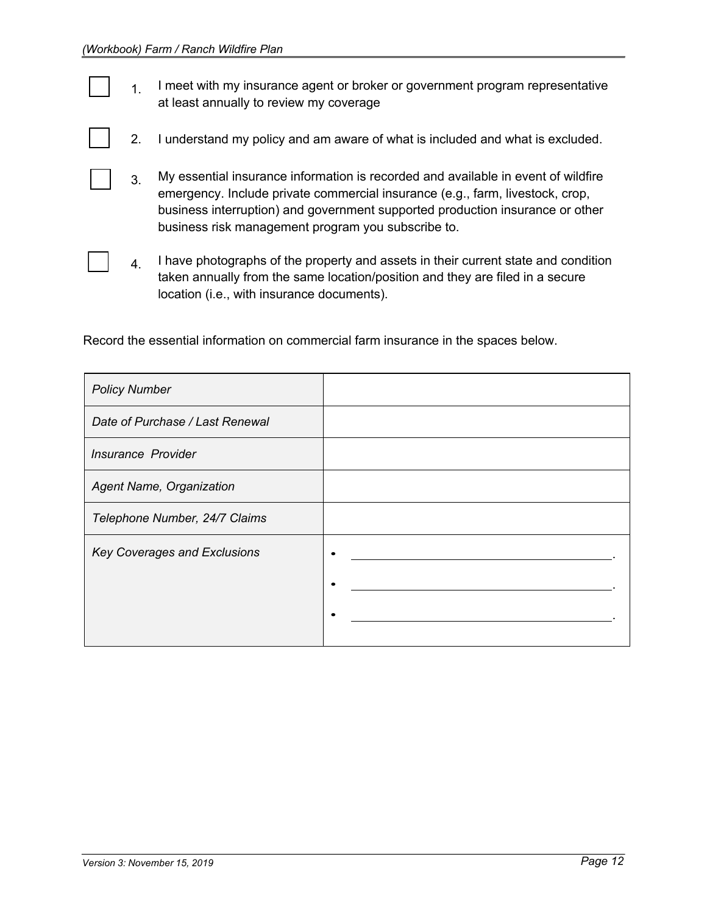- [ ] 1. I meet with my insurance agent or broker or government program representative at least annually to review my coverage

- [ ] 2. I understand my policy and am aware of what is included and what is excluded.

- [ ] 3. My essential insurance information is recorded and available in event of wildfire emergency. Include private commercial insurance (e.g., farm, livestock, crop, business interruption) and government supported production insurance or other business risk management program you subscribe to.

- [ ] 4. I have photographs of the property and assets in their current state and condition taken annually from the same location/position and they are filed in a secure location (i.e., with insurance documents).

Record the essential information on commercial farm insurance in the spaces below.

| | |
|---|---|
| *Policy Number* | |
| *Date of Purchase / Last Renewal* | |
| *Insurance Provider* | |
| *Agent Name, Organization* | |
| *Telephone Number, 24/7 Claims* | |
| *Key Coverages and Exclusions* | • \_\_\_\_\_\_\_\_\_\_\_\_\_\_\_\_\_\_\_\_. <br> • \_\_\_\_\_\_\_\_\_\_\_\_\_\_\_\_\_\_\_\_. <br> • \_\_\_\_\_\_\_\_\_\_\_\_\_\_\_\_\_\_\_\_. |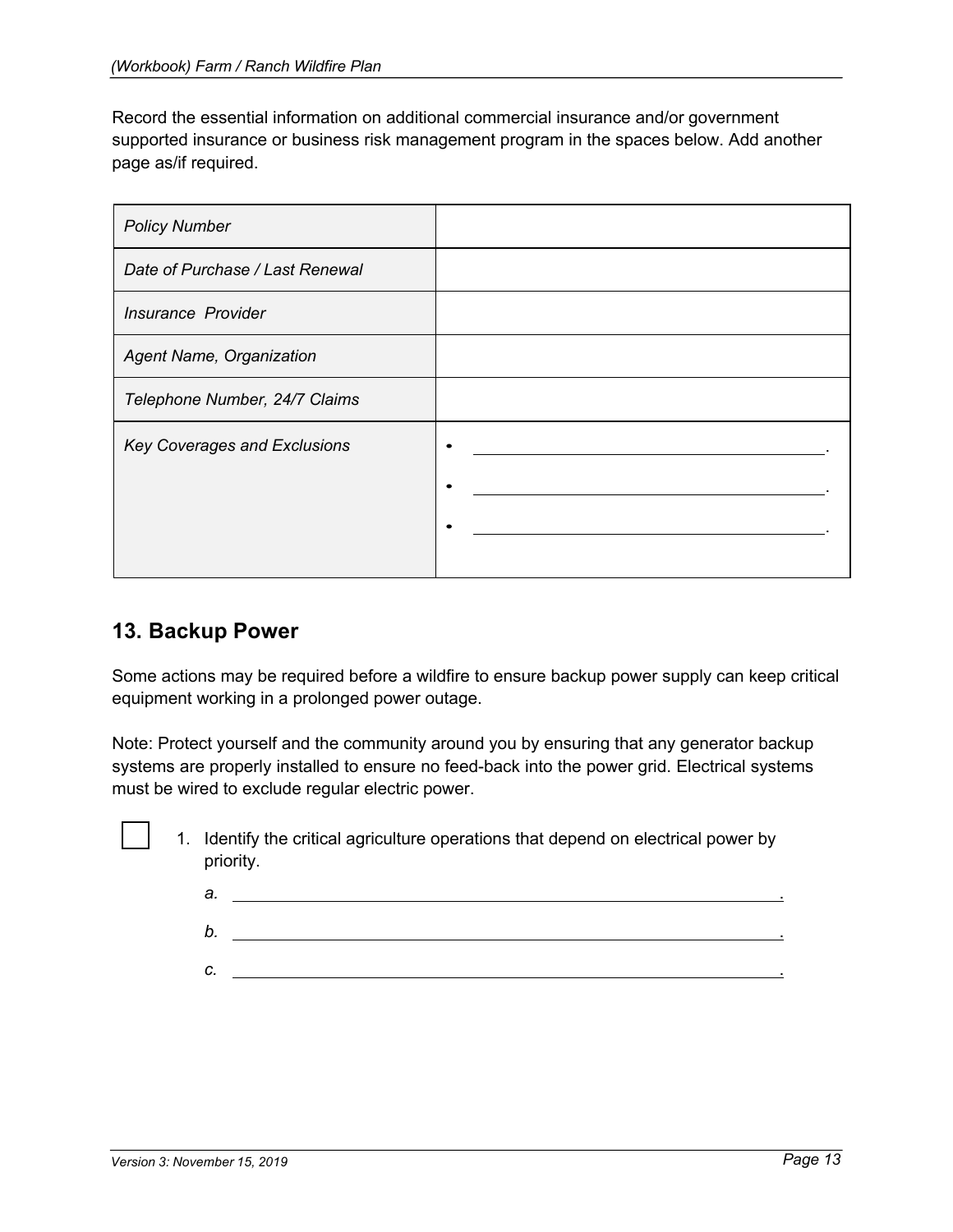Record the essential information on additional commercial insurance and/or government supported insurance or business risk management program in the spaces below. Add another page as/if required.

| *Policy Number* | |
|---|---|
| *Date of Purchase / Last Renewal* | |
| *Insurance Provider* | |
| *Agent Name, Organization* | |
| *Telephone Number, 24/7 Claims* | |
| *Key Coverages and Exclusions* | • ________________________. <br> • ________________________. <br> • ________________________. |

## 13. Backup Power

Some actions may be required before a wildfire to ensure backup power supply can keep critical equipment working in a prolonged power outage.

Note: Protect yourself and the community around you by ensuring that any generator backup systems are properly installed to ensure no feed-back into the power grid. Electrical systems must be wired to exclude regular electric power.

- [ ] 1. Identify the critical agriculture operations that depend on electrical power by priority.

    *a.* ________________________________________________.

    *b.* ________________________________________________.

    *c.* ________________________________________________.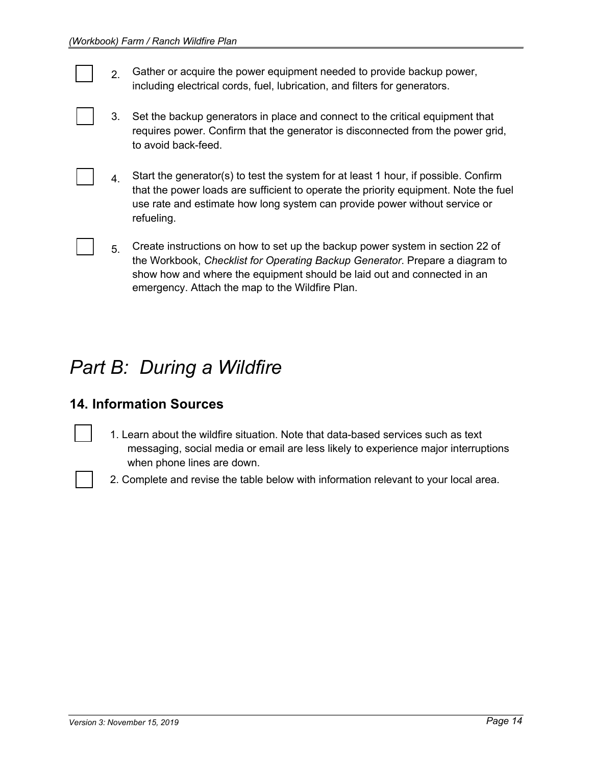- [ ] 2. Gather or acquire the power equipment needed to provide backup power, including electrical cords, fuel, lubrication, and filters for generators.

- [ ] 3. Set the backup generators in place and connect to the critical equipment that requires power. Confirm that the generator is disconnected from the power grid, to avoid back-feed.

- [ ] 4. Start the generator(s) to test the system for at least 1 hour, if possible. Confirm that the power loads are sufficient to operate the priority equipment. Note the fuel use rate and estimate how long system can provide power without service or refueling.

- [ ] 5. Create instructions on how to set up the backup power system in section 22 of the Workbook, *Checklist for Operating Backup Generator*. Prepare a diagram to show how and where the equipment should be laid out and connected in an emergency. Attach the map to the Wildfire Plan.

# *Part B: During a Wildfire*

## 14. Information Sources

- [ ] 1. Learn about the wildfire situation. Note that data-based services such as text messaging, social media or email are less likely to experience major interruptions when phone lines are down.
- [ ] 2. Complete and revise the table below with information relevant to your local area.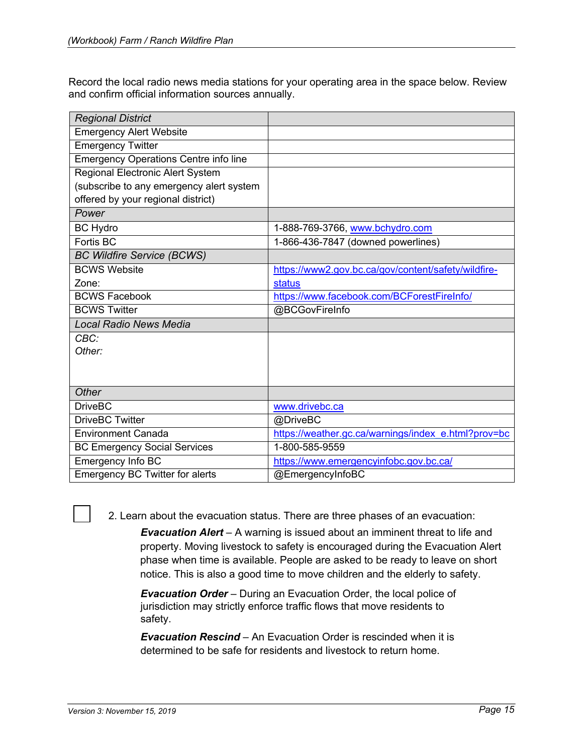Record the local radio news media stations for your operating area in the space below. Review and confirm official information sources annually.

| *Regional District* | |
|---|---|
| Emergency Alert Website | |
| Emergency Twitter | |
| Emergency Operations Centre info line | |
| Regional Electronic Alert System (subscribe to any emergency alert system offered by your regional district) | |
| *Power* | |
| BC Hydro | 1-888-769-3766, www.bchydro.com |
| Fortis BC | 1-866-436-7847 (downed powerlines) |
| *BC Wildfire Service (BCWS)* | |
| BCWS Website<br>Zone: | https://www2.gov.bc.ca/gov/content/safety/wildfire-status |
| BCWS Facebook | https://www.facebook.com/BCForestFireInfo/ |
| BCWS Twitter | @BCGovFireInfo |
| *Local Radio News Media* | |
| *CBC:*<br>*Other:* | |
| *Other* | |
| DriveBC | www.drivebc.ca |
| DriveBC Twitter | @DriveBC |
| Environment Canada | https://weather.gc.ca/warnings/index_e.html?prov=bc |
| BC Emergency Social Services | 1-800-585-9559 |
| Emergency Info BC | https://www.emergencyinfobc.gov.bc.ca/ |
| Emergency BC Twitter for alerts | @EmergencyInfoBC |

☐ 2. Learn about the evacuation status. There are three phases of an evacuation:

> ***Evacuation Alert*** – A warning is issued about an imminent threat to life and property. Moving livestock to safety is encouraged during the Evacuation Alert phase when time is available. People are asked to be ready to leave on short notice. This is also a good time to move children and the elderly to safety.
>
> ***Evacuation Order*** – During an Evacuation Order, the local police of jurisdiction may strictly enforce traffic flows that move residents to safety.
>
> ***Evacuation Rescind*** – An Evacuation Order is rescinded when it is determined to be safe for residents and livestock to return home.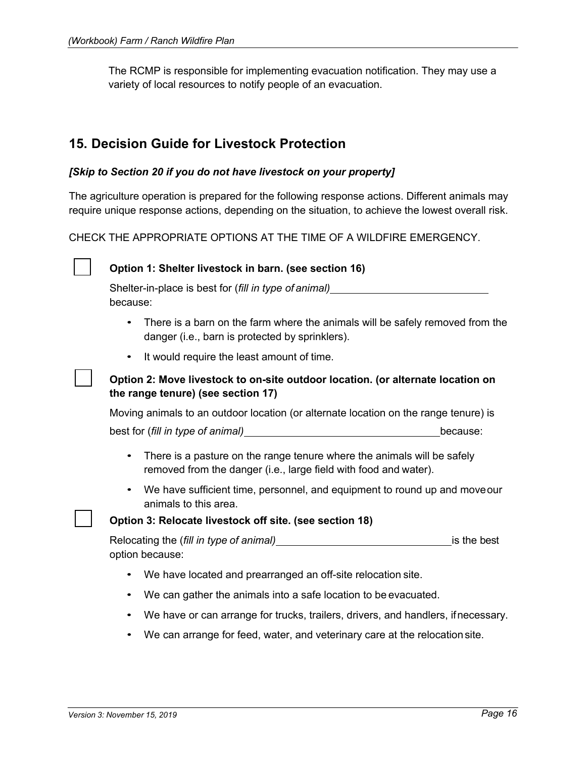The RCMP is responsible for implementing evacuation notification. They may use a variety of local resources to notify people of an evacuation.

## 15. Decision Guide for Livestock Protection

***[Skip to Section 20 if you do not have livestock on your property]***

The agriculture operation is prepared for the following response actions. Different animals may require unique response actions, depending on the situation, to achieve the lowest overall risk.

CHECK THE APPROPRIATE OPTIONS AT THE TIME OF A WILDFIRE EMERGENCY.

☐ **Option 1: Shelter livestock in barn. (see section 16)**

Shelter-in-place is best for (*fill in type of animal)* ____________________________ because:

- There is a barn on the farm where the animals will be safely removed from the danger (i.e., barn is protected by sprinklers).
- It would require the least amount of time.

☐ **Option 2: Move livestock to on-site outdoor location. (or alternate location on the range tenure) (see section 17)**

Moving animals to an outdoor location (or alternate location on the range tenure) is best for (*fill in type of animal)* __________________________________ because:

- There is a pasture on the range tenure where the animals will be safely removed from the danger (i.e., large field with food and water).
- We have sufficient time, personnel, and equipment to round up and move our animals to this area.

☐ **Option 3: Relocate livestock off site. (see section 18)**

Relocating the (*fill in type of animal)* ______________________________ is the best option because:

- We have located and prearranged an off-site relocation site.
- We can gather the animals into a safe location to be evacuated.
- We have or can arrange for trucks, trailers, drivers, and handlers, if necessary.
- We can arrange for feed, water, and veterinary care at the relocation site.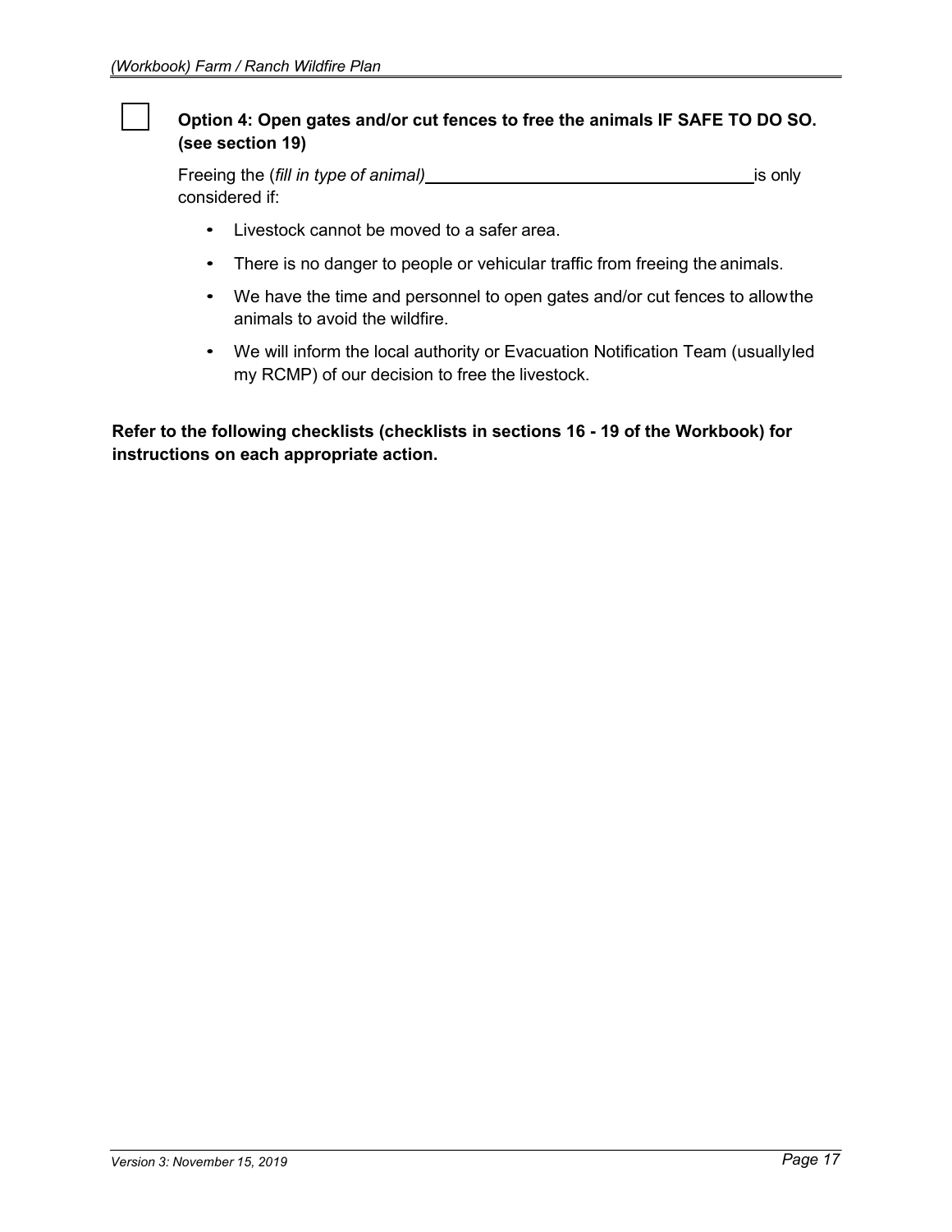☐ **Option 4: Open gates and/or cut fences to free the animals IF SAFE TO DO SO. (see section 19)**

Freeing the (*fill in type of animal)*\_\_\_\_\_\_\_\_\_\_\_\_\_\_\_\_\_\_\_\_\_\_\_\_\_\_\_\_\_\_\_\_\_\_\_ is only considered if:

- Livestock cannot be moved to a safer area.
- There is no danger to people or vehicular traffic from freeing the animals.
- We have the time and personnel to open gates and/or cut fences to allow the animals to avoid the wildfire.
- We will inform the local authority or Evacuation Notification Team (usually led my RCMP) of our decision to free the livestock.

**Refer to the following checklists (checklists in sections 16 - 19 of the Workbook) for instructions on each appropriate action.**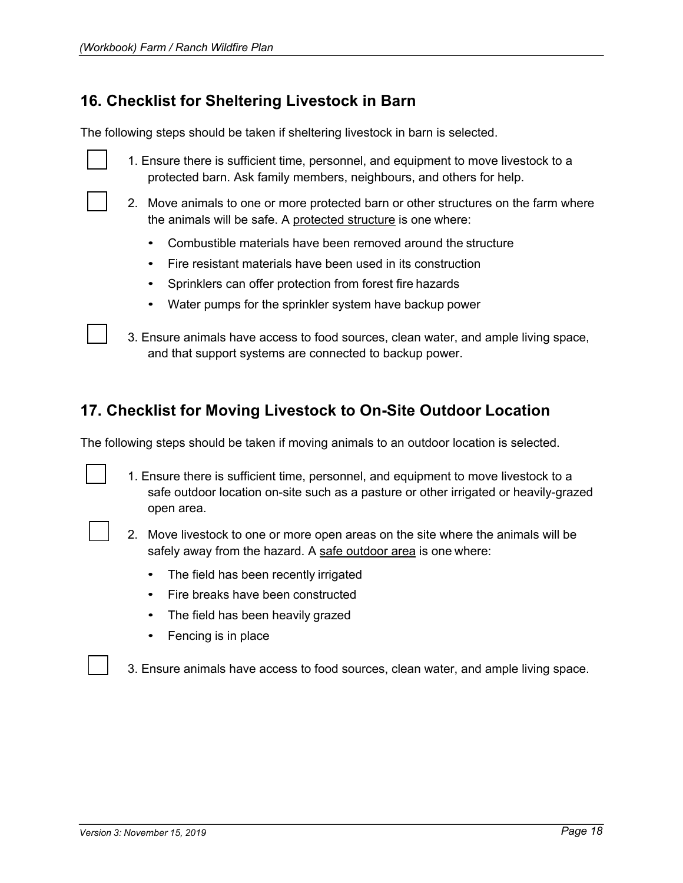## 16. Checklist for Sheltering Livestock in Barn

The following steps should be taken if sheltering livestock in barn is selected.

- [ ] 1. Ensure there is sufficient time, personnel, and equipment to move livestock to a protected barn. Ask family members, neighbours, and others for help.
- [ ] 2. Move animals to one or more protected barn or other structures on the farm where the animals will be safe. A <u>protected structure</u> is one where:
    - Combustible materials have been removed around the structure
    - Fire resistant materials have been used in its construction
    - Sprinklers can offer protection from forest fire hazards
    - Water pumps for the sprinkler system have backup power
- [ ] 3. Ensure animals have access to food sources, clean water, and ample living space, and that support systems are connected to backup power.

## 17. Checklist for Moving Livestock to On-Site Outdoor Location

The following steps should be taken if moving animals to an outdoor location is selected.

- [ ] 1. Ensure there is sufficient time, personnel, and equipment to move livestock to a safe outdoor location on-site such as a pasture or other irrigated or heavily-grazed open area.
- [ ] 2. Move livestock to one or more open areas on the site where the animals will be safely away from the hazard. A <u>safe outdoor area</u> is one where:
    - The field has been recently irrigated
    - Fire breaks have been constructed
    - The field has been heavily grazed
    - Fencing is in place
- [ ] 3. Ensure animals have access to food sources, clean water, and ample living space.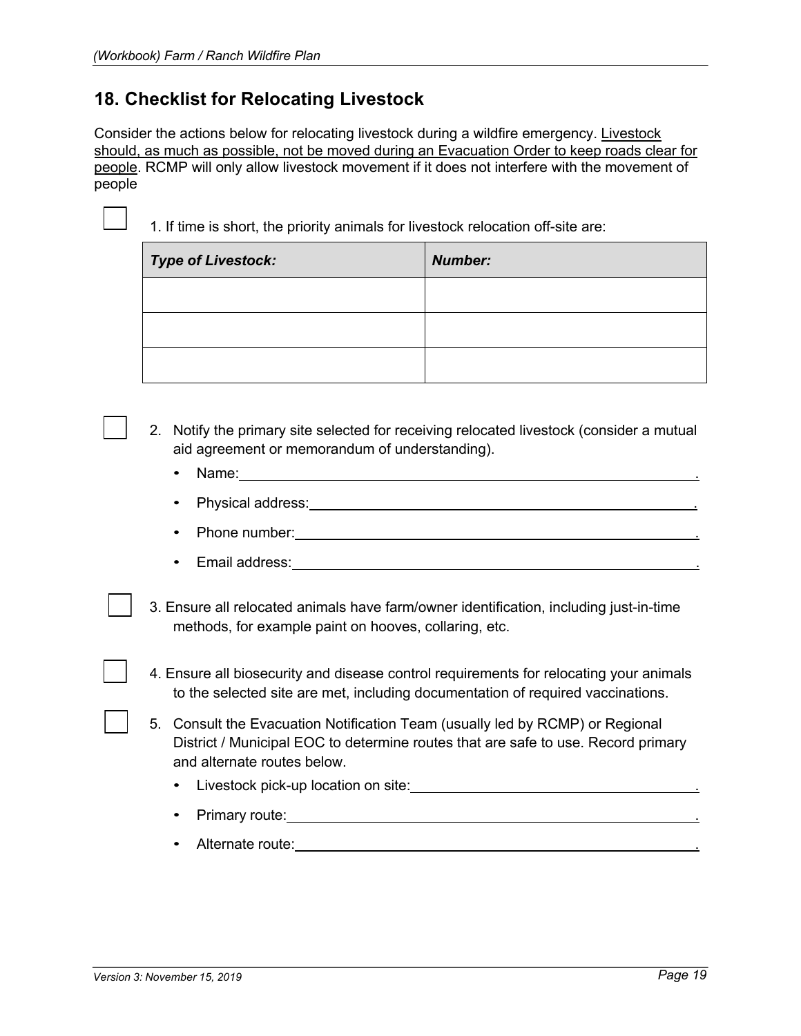## 18. Checklist for Relocating Livestock

Consider the actions below for relocating livestock during a wildfire emergency. Livestock should, as much as possible, not be moved during an Evacuation Order to keep roads clear for people. RCMP will only allow livestock movement if it does not interfere with the movement of people

☐ 1. If time is short, the priority animals for livestock relocation off-site are:

| *Type of Livestock:* | *Number:* |
|---|---|
| | |
| | |
| | |

☐ 2. Notify the primary site selected for receiving relocated livestock (consider a mutual aid agreement or memorandum of understanding).

- Name: ______________________________.
- Physical address: ______________________________.
- Phone number: ______________________________.
- Email address: ______________________________.

☐ 3. Ensure all relocated animals have farm/owner identification, including just-in-time methods, for example paint on hooves, collaring, etc.

☐ 4. Ensure all biosecurity and disease control requirements for relocating your animals to the selected site are met, including documentation of required vaccinations.

☐ 5. Consult the Evacuation Notification Team (usually led by RCMP) or Regional District / Municipal EOC to determine routes that are safe to use. Record primary and alternate routes below.

- Livestock pick-up location on site: ______________________________.
- Primary route: ______________________________.
- Alternate route: ______________________________.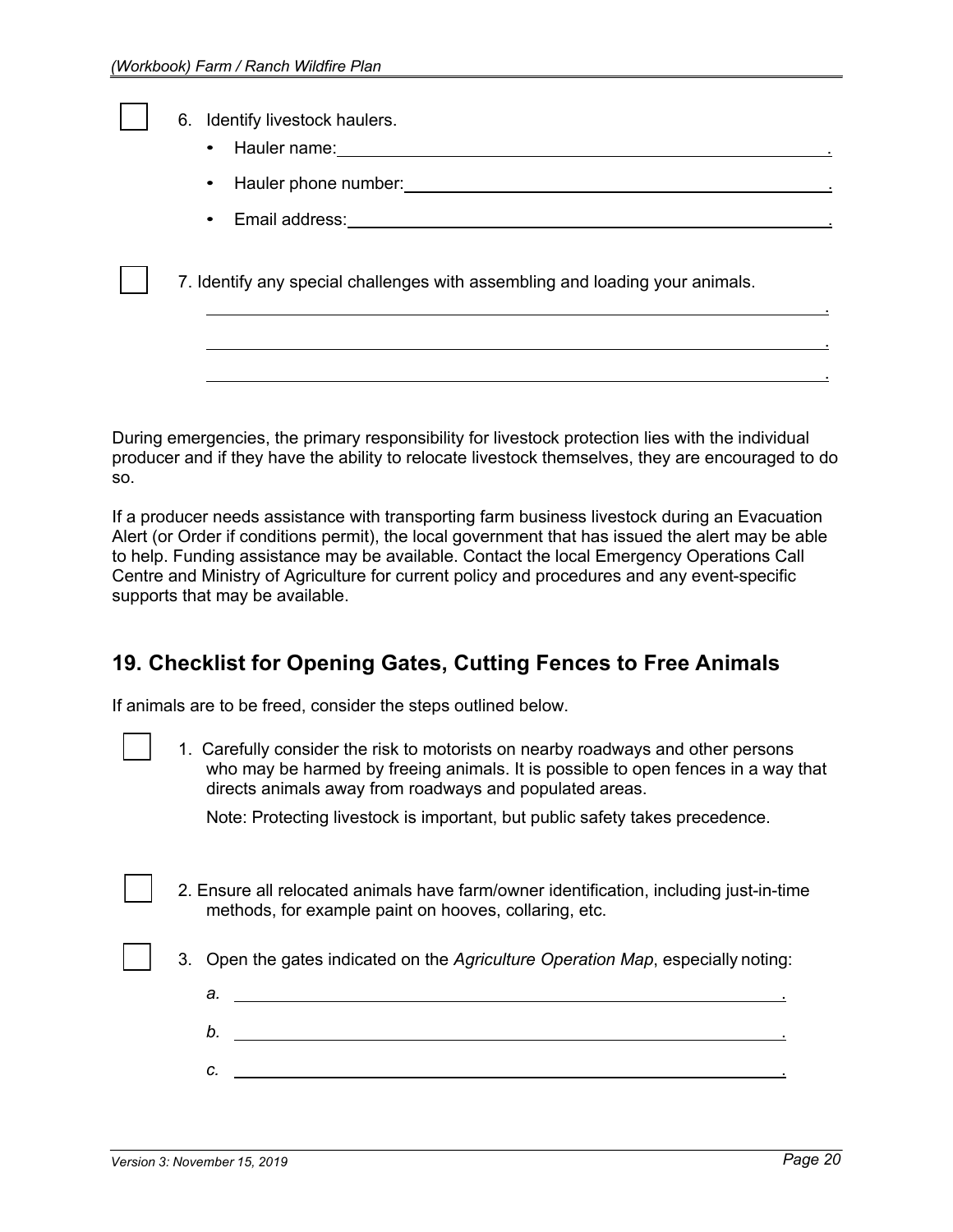- [ ] 6. Identify livestock haulers.
  - Hauler name: ______________________________________________.
  - Hauler phone number: ______________________________________.
  - Email address: ____________________________________________.

- [ ] 7. Identify any special challenges with assembling and loading your animals.

  ________________________________________________________________.

  ________________________________________________________________.

  ________________________________________________________________.

During emergencies, the primary responsibility for livestock protection lies with the individual producer and if they have the ability to relocate livestock themselves, they are encouraged to do so.

If a producer needs assistance with transporting farm business livestock during an Evacuation Alert (or Order if conditions permit), the local government that has issued the alert may be able to help. Funding assistance may be available. Contact the local Emergency Operations Call Centre and Ministry of Agriculture for current policy and procedures and any event-specific supports that may be available.

## 19. Checklist for Opening Gates, Cutting Fences to Free Animals

If animals are to be freed, consider the steps outlined below.

- [ ] 1. Carefully consider the risk to motorists on nearby roadways and other persons who may be harmed by freeing animals. It is possible to open fences in a way that directs animals away from roadways and populated areas.

  Note: Protecting livestock is important, but public safety takes precedence.

- [ ] 2. Ensure all relocated animals have farm/owner identification, including just-in-time methods, for example paint on hooves, collaring, etc.

- [ ] 3. Open the gates indicated on the *Agriculture Operation Map*, especially noting:

  *a.* ____________________________________________________________.

  *b.* ____________________________________________________________.

  *c.* ____________________________________________________________.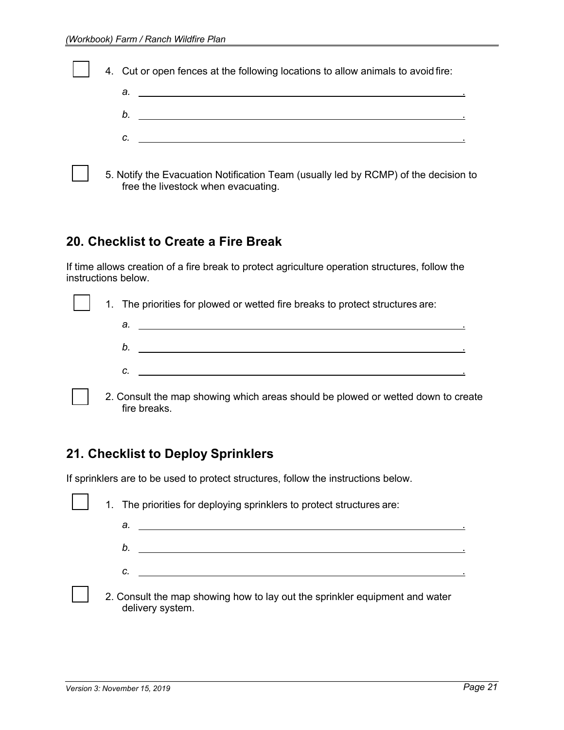- [ ] 4. Cut or open fences at the following locations to allow animals to avoid fire:

    *a.* ______________________________________________.

    *b.* ______________________________________________.

    *c.* ______________________________________________.

- [ ] 5. Notify the Evacuation Notification Team (usually led by RCMP) of the decision to free the livestock when evacuating.

## 20. Checklist to Create a Fire Break

If time allows creation of a fire break to protect agriculture operation structures, follow the instructions below.

- [ ] 1. The priorities for plowed or wetted fire breaks to protect structures are:

    *a.* ______________________________________________.

    *b.* ______________________________________________.

    *c.* ______________________________________________.

- [ ] 2. Consult the map showing which areas should be plowed or wetted down to create fire breaks.

## 21. Checklist to Deploy Sprinklers

If sprinklers are to be used to protect structures, follow the instructions below.

- [ ] 1. The priorities for deploying sprinklers to protect structures are:

    *a.* ______________________________________________.

    *b.* ______________________________________________.

    *c.* ______________________________________________.

- [ ] 2. Consult the map showing how to lay out the sprinkler equipment and water delivery system.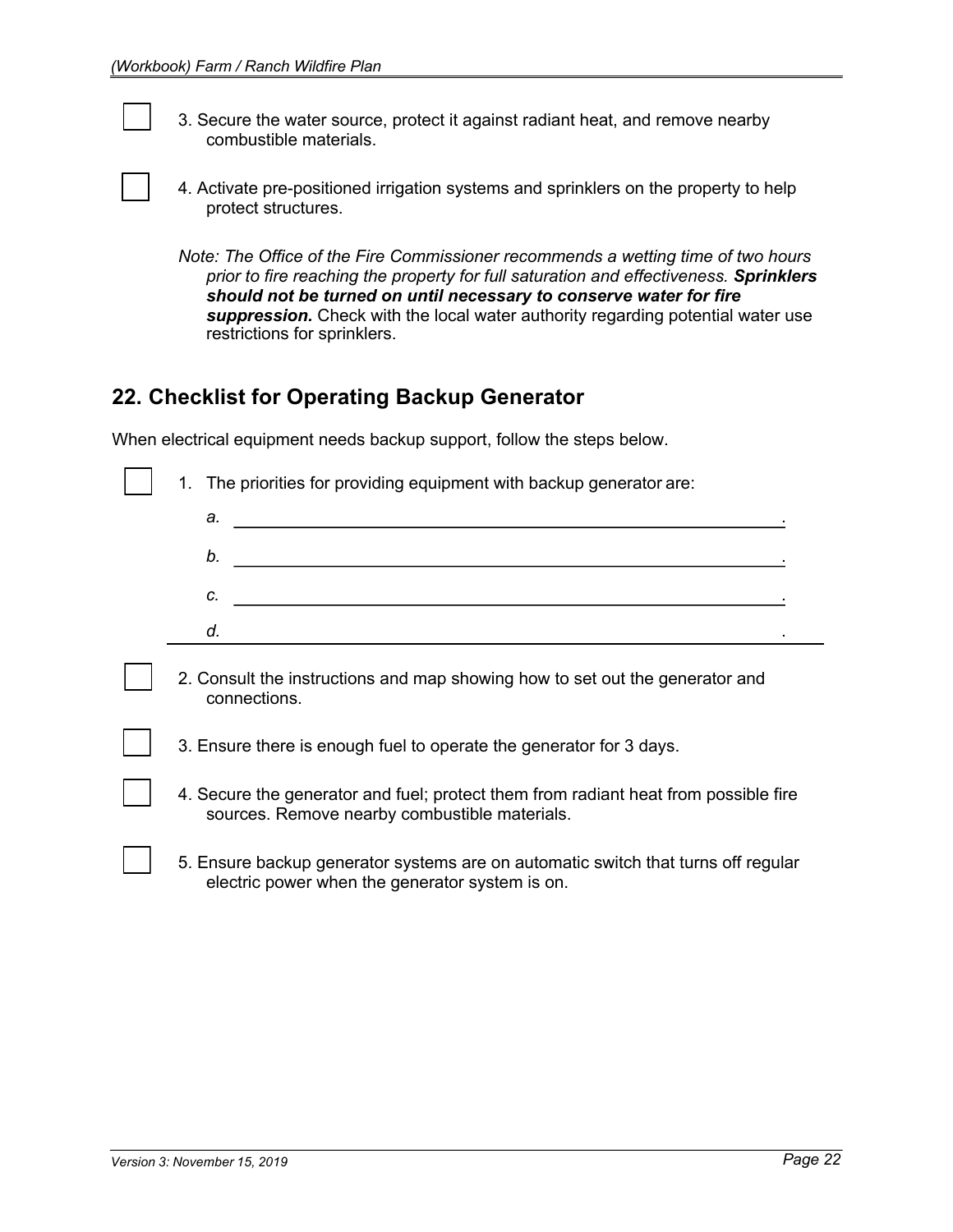- [ ] 3. Secure the water source, protect it against radiant heat, and remove nearby combustible materials.

- [ ] 4. Activate pre-positioned irrigation systems and sprinklers on the property to help protect structures.

*Note: The Office of the Fire Commissioner recommends a wetting time of two hours prior to fire reaching the property for full saturation and effectiveness.* ***Sprinklers should not be turned on until necessary to conserve water for fire suppression.*** Check with the local water authority regarding potential water use restrictions for sprinklers.

## 22. Checklist for Operating Backup Generator

When electrical equipment needs backup support, follow the steps below.

- [ ] 1. The priorities for providing equipment with backup generator are:

  *a.* ______________________________________________________________.

  *b.* ______________________________________________________________.

  *c.* ______________________________________________________________.

  *d.* ______________________________________________________________.

- [ ] 2. Consult the instructions and map showing how to set out the generator and connections.

- [ ] 3. Ensure there is enough fuel to operate the generator for 3 days.

- [ ] 4. Secure the generator and fuel; protect them from radiant heat from possible fire sources. Remove nearby combustible materials.

- [ ] 5. Ensure backup generator systems are on automatic switch that turns off regular electric power when the generator system is on.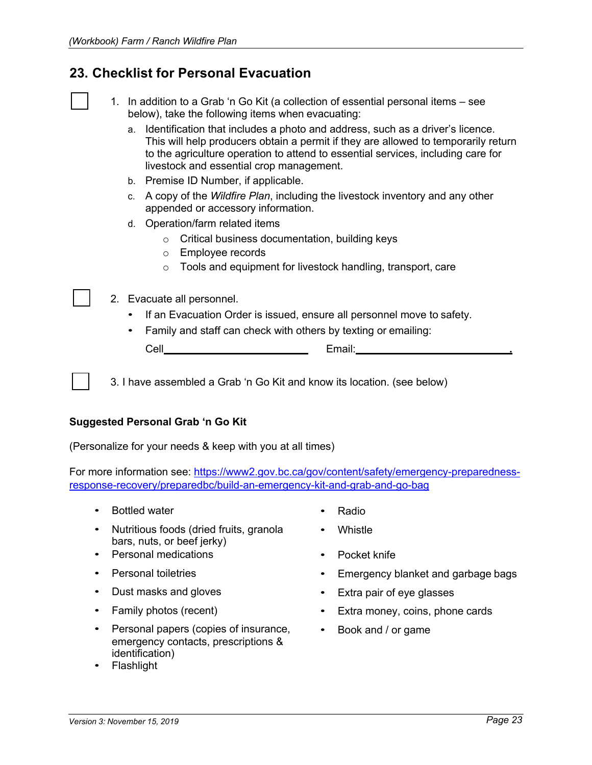## 23. Checklist for Personal Evacuation

☐ 1. In addition to a Grab 'n Go Kit (a collection of essential personal items – see below), take the following items when evacuating:

   a. Identification that includes a photo and address, such as a driver's licence. This will help producers obtain a permit if they are allowed to temporarily return to the agriculture operation to attend to essential services, including care for livestock and essential crop management.
   b. Premise ID Number, if applicable.
   c. A copy of the *Wildfire Plan*, including the livestock inventory and any other appended or accessory information.
   d. Operation/farm related items
      - Critical business documentation, building keys
      - Employee records
      - Tools and equipment for livestock handling, transport, care

☐ 2. Evacuate all personnel.

   - If an Evacuation Order is issued, ensure all personnel move to safety.
   - Family and staff can check with others by texting or emailing:

   Cell\_\_\_\_\_\_\_\_\_\_\_\_\_\_\_\_\_\_\_\_\_\_\_\_\_ Email:\_\_\_\_\_\_\_\_\_\_\_\_\_\_\_\_\_\_\_\_\_\_\_\_\_\_\_.

☐ 3. I have assembled a Grab 'n Go Kit and know its location. (see below)

**Suggested Personal Grab 'n Go Kit**

(Personalize for your needs & keep with you at all times)

For more information see: https://www2.gov.bc.ca/gov/content/safety/emergency-preparedness-response-recovery/preparedbc/build-an-emergency-kit-and-grab-and-go-bag

- Bottled water
- Nutritious foods (dried fruits, granola bars, nuts, or beef jerky)
- Personal medications
- Personal toiletries
- Dust masks and gloves
- Family photos (recent)
- Personal papers (copies of insurance, emergency contacts, prescriptions & identification)
- Flashlight
- Radio
- Whistle
- Pocket knife
- Emergency blanket and garbage bags
- Extra pair of eye glasses
- Extra money, coins, phone cards
- Book and / or game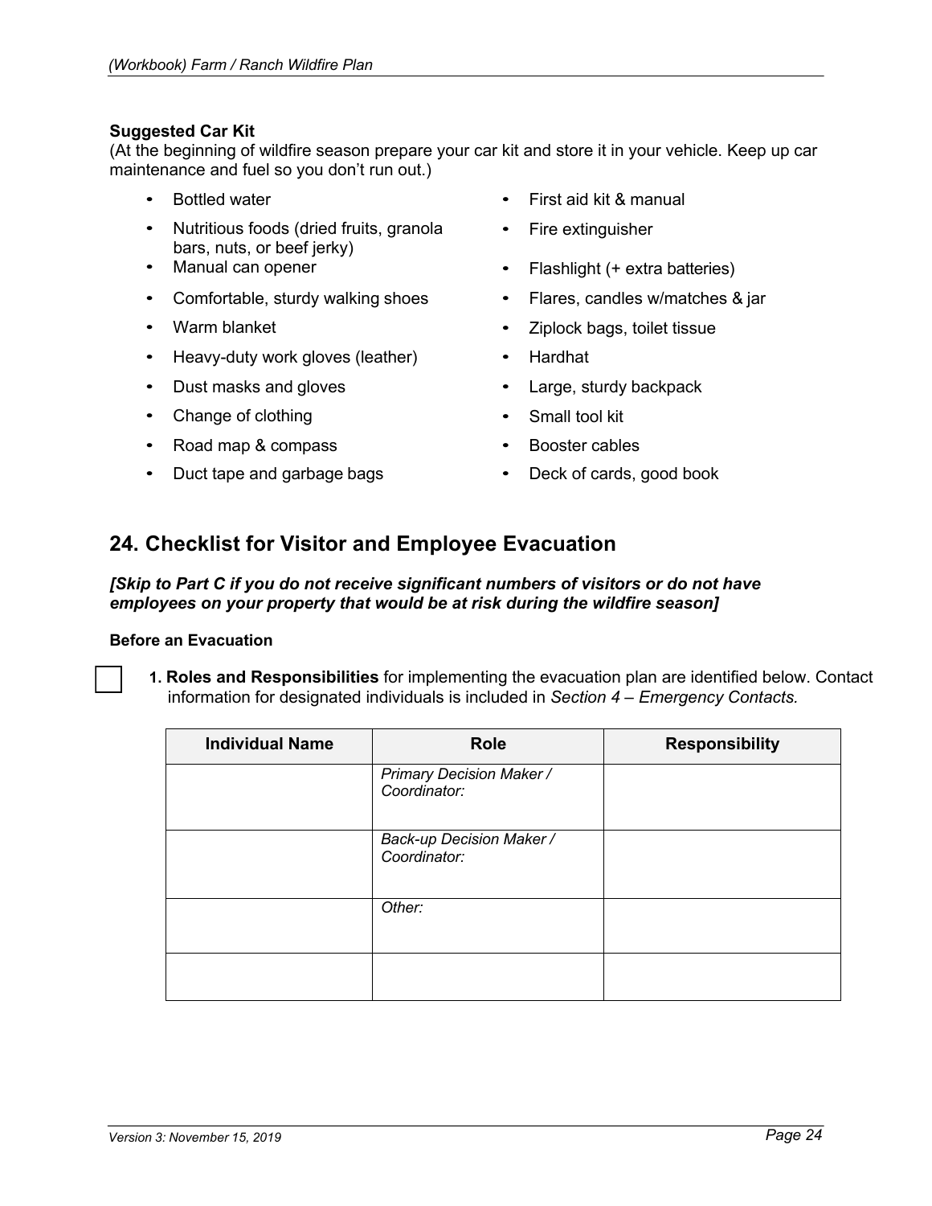**Suggested Car Kit**
(At the beginning of wildfire season prepare your car kit and store it in your vehicle. Keep up car maintenance and fuel so you don't run out.)

- Bottled water
- Nutritious foods (dried fruits, granola bars, nuts, or beef jerky)
- Manual can opener
- Comfortable, sturdy walking shoes
- Warm blanket
- Heavy-duty work gloves (leather)
- Dust masks and gloves
- Change of clothing
- Road map & compass
- Duct tape and garbage bags
- First aid kit & manual
- Fire extinguisher
- Flashlight (+ extra batteries)
- Flares, candles w/matches & jar
- Ziplock bags, toilet tissue
- Hardhat
- Large, sturdy backpack
- Small tool kit
- Booster cables
- Deck of cards, good book

## 24. Checklist for Visitor and Employee Evacuation

***[Skip to Part C if you do not receive significant numbers of visitors or do not have employees on your property that would be at risk during the wildfire season]***

**Before an Evacuation**

☐ **1. Roles and Responsibilities** for implementing the evacuation plan are identified below. Contact information for designated individuals is included in *Section 4 – Emergency Contacts.*

| Individual Name | Role | Responsibility |
|---|---|---|
| | *Primary Decision Maker / Coordinator:* | |
| | *Back-up Decision Maker / Coordinator:* | |
| | *Other:* | |
| | | |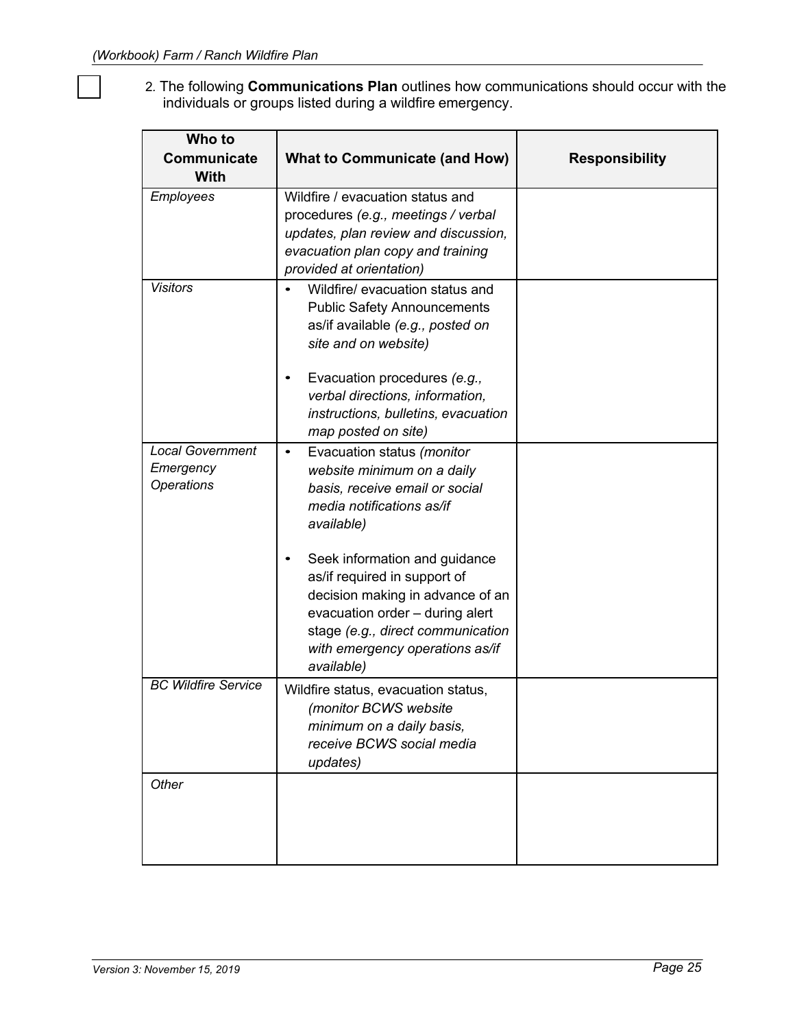☐ 2. The following **Communications Plan** outlines how communications should occur with the individuals or groups listed during a wildfire emergency.

| Who to Communicate With | What to Communicate (and How) | Responsibility |
|---|---|---|
| *Employees* | Wildfire / evacuation status and procedures *(e.g., meetings / verbal updates, plan review and discussion, evacuation plan copy and training provided at orientation)* | |
| *Visitors* | • Wildfire/ evacuation status and Public Safety Announcements as/if available *(e.g., posted on site and on website)*<br><br>• Evacuation procedures *(e.g., verbal directions, information, instructions, bulletins, evacuation map posted on site)* | |
| *Local Government Emergency Operations* | • Evacuation status *(monitor website minimum on a daily basis, receive email or social media notifications as/if available)*<br><br>• Seek information and guidance as/if required in support of decision making in advance of an evacuation order – during alert stage *(e.g., direct communication with emergency operations as/if available)* | |
| *BC Wildfire Service* | Wildfire status, evacuation status, *(monitor BCWS website minimum on a daily basis, receive BCWS social media updates)* | |
| *Other* | | |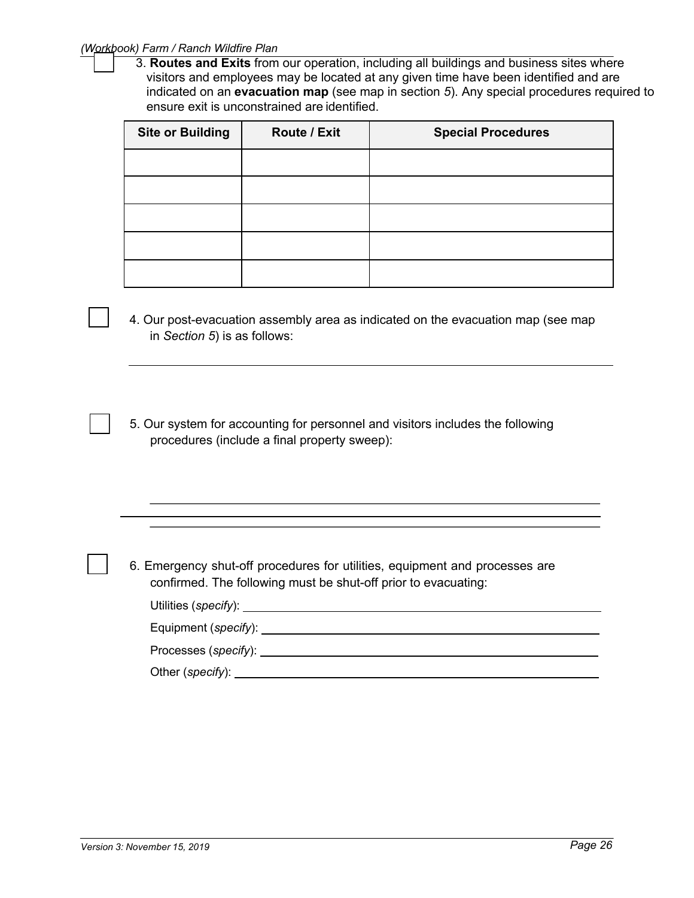☐ 3. **Routes and Exits** from our operation, including all buildings and business sites where visitors and employees may be located at any given time have been identified and are indicated on an **evacuation map** (see map in section *5*). Any special procedures required to ensure exit is unconstrained are identified.

| Site or Building | Route / Exit | Special Procedures |
|---|---|---|
| | | |
| | | |
| | | |
| | | |
| | | |

☐ 4. Our post-evacuation assembly area as indicated on the evacuation map (see map in *Section 5*) is as follows:

_______________________________________________

☐ 5. Our system for accounting for personnel and visitors includes the following procedures (include a final property sweep):

_______________________________________________

_______________________________________________

_______________________________________________

☐ 6. Emergency shut-off procedures for utilities, equipment and processes are confirmed. The following must be shut-off prior to evacuating:

Utilities (*specify*): _______________________________________________

Equipment (*specify*): _______________________________________________

Processes (*specify*): _______________________________________________

Other (*specify*): _______________________________________________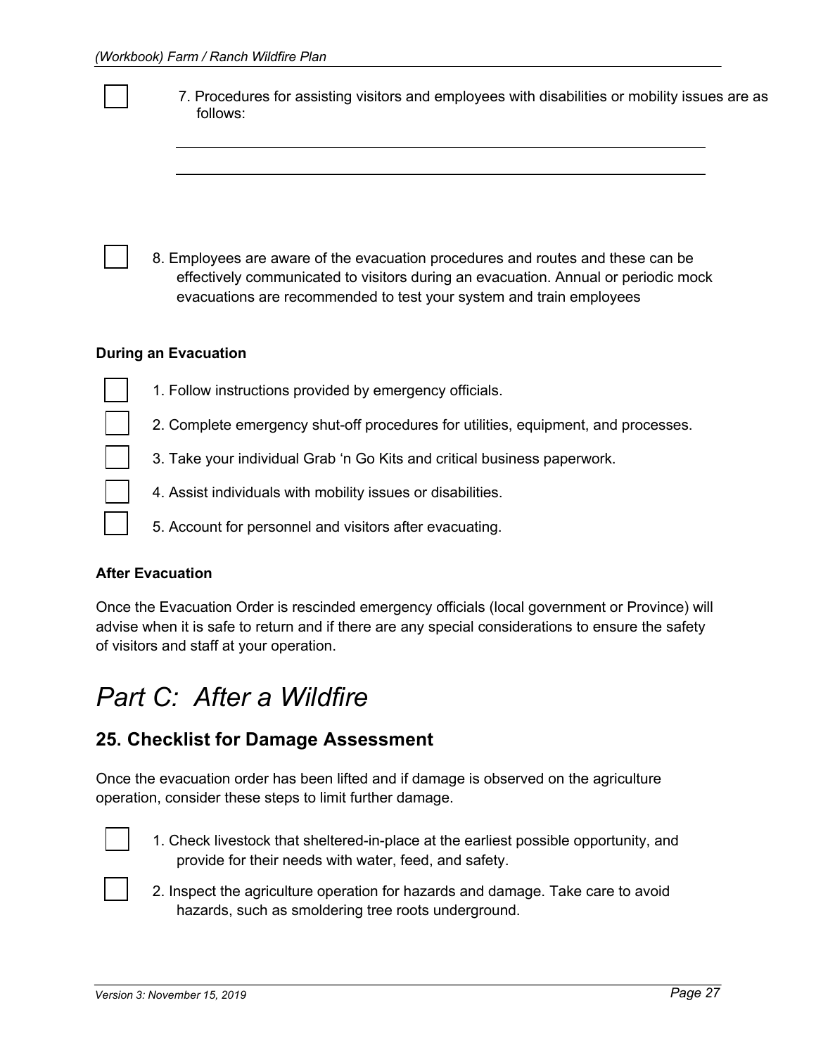- [ ] 7. Procedures for assisting visitors and employees with disabilities or mobility issues are as follows:

______________________________________________________________

______________________________________________________________

- [ ] 8. Employees are aware of the evacuation procedures and routes and these can be effectively communicated to visitors during an evacuation. Annual or periodic mock evacuations are recommended to test your system and train employees

**During an Evacuation**

- [ ] 1. Follow instructions provided by emergency officials.
- [ ] 2. Complete emergency shut-off procedures for utilities, equipment, and processes.
- [ ] 3. Take your individual Grab 'n Go Kits and critical business paperwork.
- [ ] 4. Assist individuals with mobility issues or disabilities.
- [ ] 5. Account for personnel and visitors after evacuating.

**After Evacuation**

Once the Evacuation Order is rescinded emergency officials (local government or Province) will advise when it is safe to return and if there are any special considerations to ensure the safety of visitors and staff at your operation.

# *Part C: After a Wildfire*

## 25. Checklist for Damage Assessment

Once the evacuation order has been lifted and if damage is observed on the agriculture operation, consider these steps to limit further damage.

- [ ] 1. Check livestock that sheltered-in-place at the earliest possible opportunity, and provide for their needs with water, feed, and safety.
- [ ] 2. Inspect the agriculture operation for hazards and damage. Take care to avoid hazards, such as smoldering tree roots underground.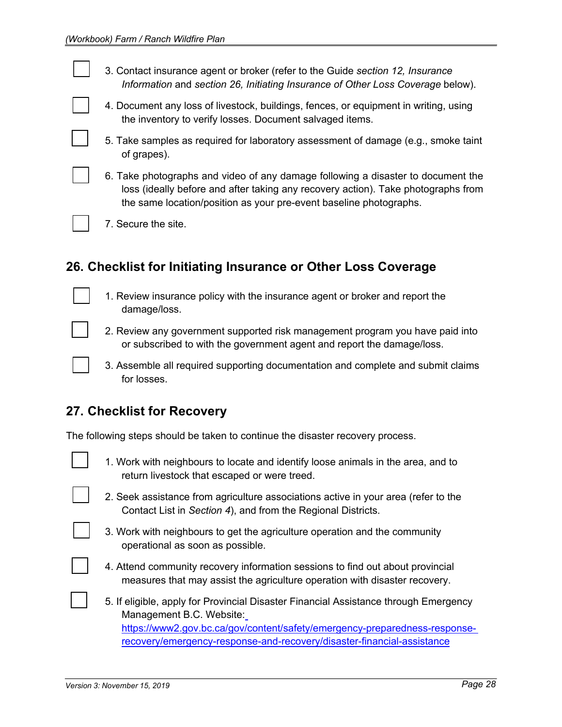- [ ] 3. Contact insurance agent or broker (refer to the Guide *section 12, Insurance Information* and *section 26, Initiating Insurance of Other Loss Coverage* below).
- [ ] 4. Document any loss of livestock, buildings, fences, or equipment in writing, using the inventory to verify losses. Document salvaged items.
- [ ] 5. Take samples as required for laboratory assessment of damage (e.g., smoke taint of grapes).
- [ ] 6. Take photographs and video of any damage following a disaster to document the loss (ideally before and after taking any recovery action). Take photographs from the same location/position as your pre-event baseline photographs.
- [ ] 7. Secure the site.

## 26. Checklist for Initiating Insurance or Other Loss Coverage

- [ ] 1. Review insurance policy with the insurance agent or broker and report the damage/loss.
- [ ] 2. Review any government supported risk management program you have paid into or subscribed to with the government agent and report the damage/loss.
- [ ] 3. Assemble all required supporting documentation and complete and submit claims for losses.

## 27. Checklist for Recovery

The following steps should be taken to continue the disaster recovery process.

- [ ] 1. Work with neighbours to locate and identify loose animals in the area, and to return livestock that escaped or were treed.
- [ ] 2. Seek assistance from agriculture associations active in your area (refer to the Contact List in *Section 4*), and from the Regional Districts.
- [ ] 3. Work with neighbours to get the agriculture operation and the community operational as soon as possible.
- [ ] 4. Attend community recovery information sessions to find out about provincial measures that may assist the agriculture operation with disaster recovery.
- [ ] 5. If eligible, apply for Provincial Disaster Financial Assistance through Emergency Management B.C. Website: [https://www2.gov.bc.ca/gov/content/safety/emergency-preparedness-response-recovery/emergency-response-and-recovery/disaster-financial-assistance](https://www2.gov.bc.ca/gov/content/safety/emergency-preparedness-response-recovery/emergency-response-and-recovery/disaster-financial-assistance)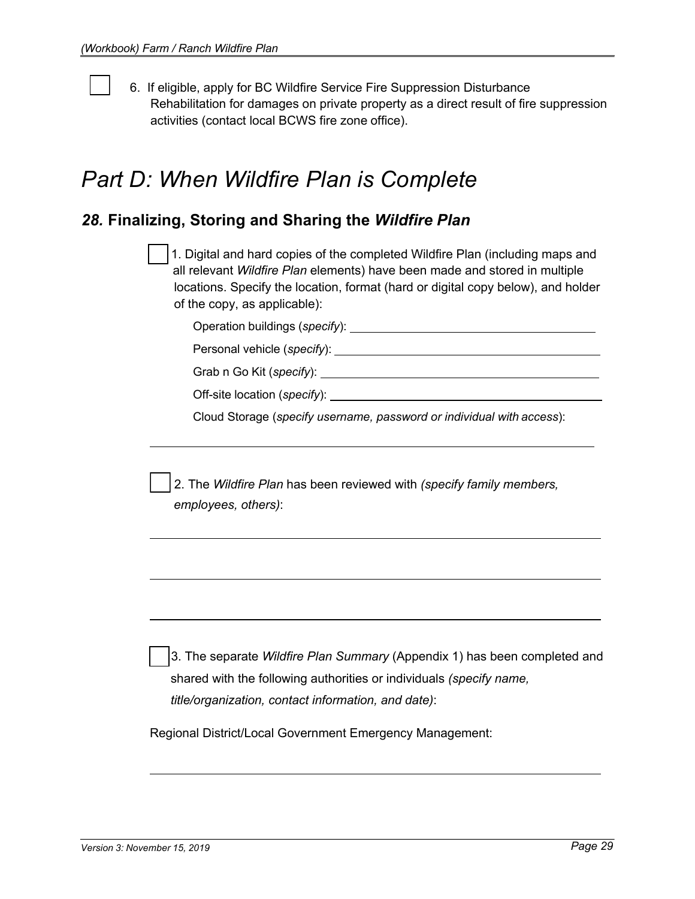- [ ] 6. If eligible, apply for BC Wildfire Service Fire Suppression Disturbance Rehabilitation for damages on private property as a direct result of fire suppression activities (contact local BCWS fire zone office).

# *Part D: When Wildfire Plan is Complete*

## *28.* Finalizing, Storing and Sharing the *Wildfire Plan*

- [ ] 1. Digital and hard copies of the completed Wildfire Plan (including maps and all relevant *Wildfire Plan* elements) have been made and stored in multiple locations. Specify the location, format (hard or digital copy below), and holder of the copy, as applicable):

    Operation buildings (*specify*): ______________________________

    Personal vehicle (*specify*): ______________________________

    Grab n Go Kit (*specify*): ______________________________

    Off-site location (*specify*): ______________________________

    Cloud Storage (*specify username, password or individual with access*):

    ______________________________________________________________

- [ ] 2. The *Wildfire Plan* has been reviewed with *(specify family members, employees, others)*:

    ______________________________________________________________

    ______________________________________________________________

    ______________________________________________________________

- [ ] 3. The separate *Wildfire Plan Summary* (Appendix 1) has been completed and shared with the following authorities or individuals *(specify name, title/organization, contact information, and date)*:

Regional District/Local Government Emergency Management:

______________________________________________________________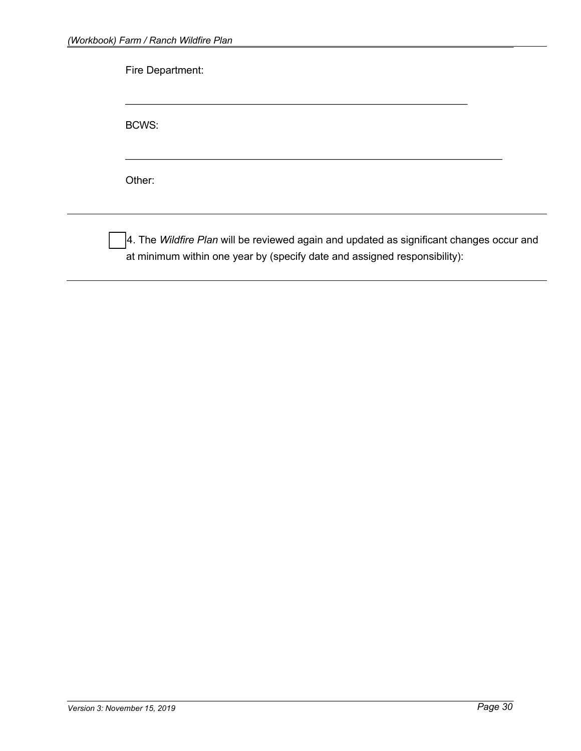Fire Department:

_______________________________________________________________

BCWS:

_____________________________________________________________________

Other:

---

☐ 4. The *Wildfire Plan* will be reviewed again and updated as significant changes occur and at minimum within one year by (specify date and assigned responsibility):

---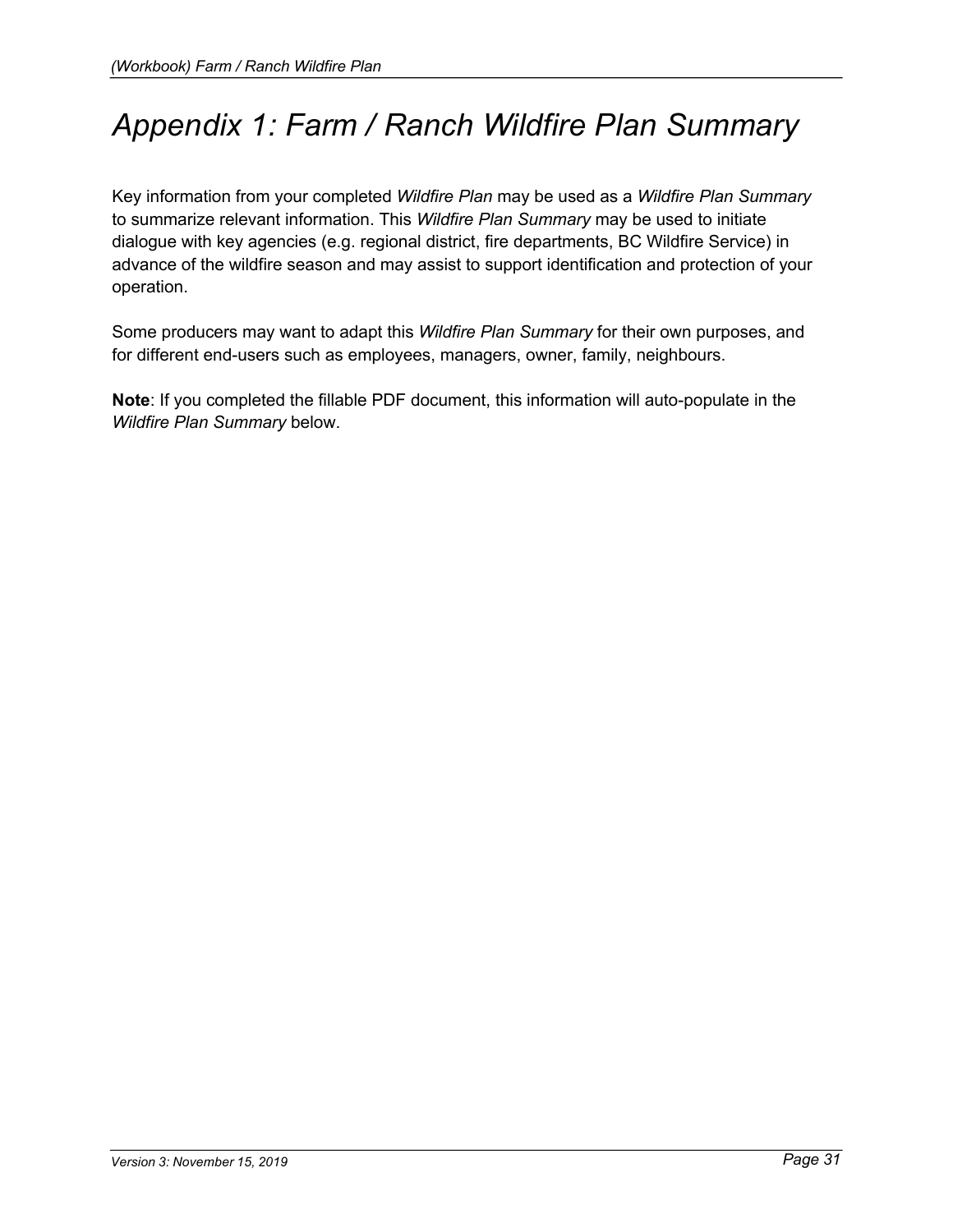# *Appendix 1: Farm / Ranch Wildfire Plan Summary*

Key information from your completed *Wildfire Plan* may be used as a *Wildfire Plan Summary* to summarize relevant information. This *Wildfire Plan Summary* may be used to initiate dialogue with key agencies (e.g. regional district, fire departments, BC Wildfire Service) in advance of the wildfire season and may assist to support identification and protection of your operation.

Some producers may want to adapt this *Wildfire Plan Summary* for their own purposes, and for different end-users such as employees, managers, owner, family, neighbours.

**Note**: If you completed the fillable PDF document, this information will auto-populate in the *Wildfire Plan Summary* below.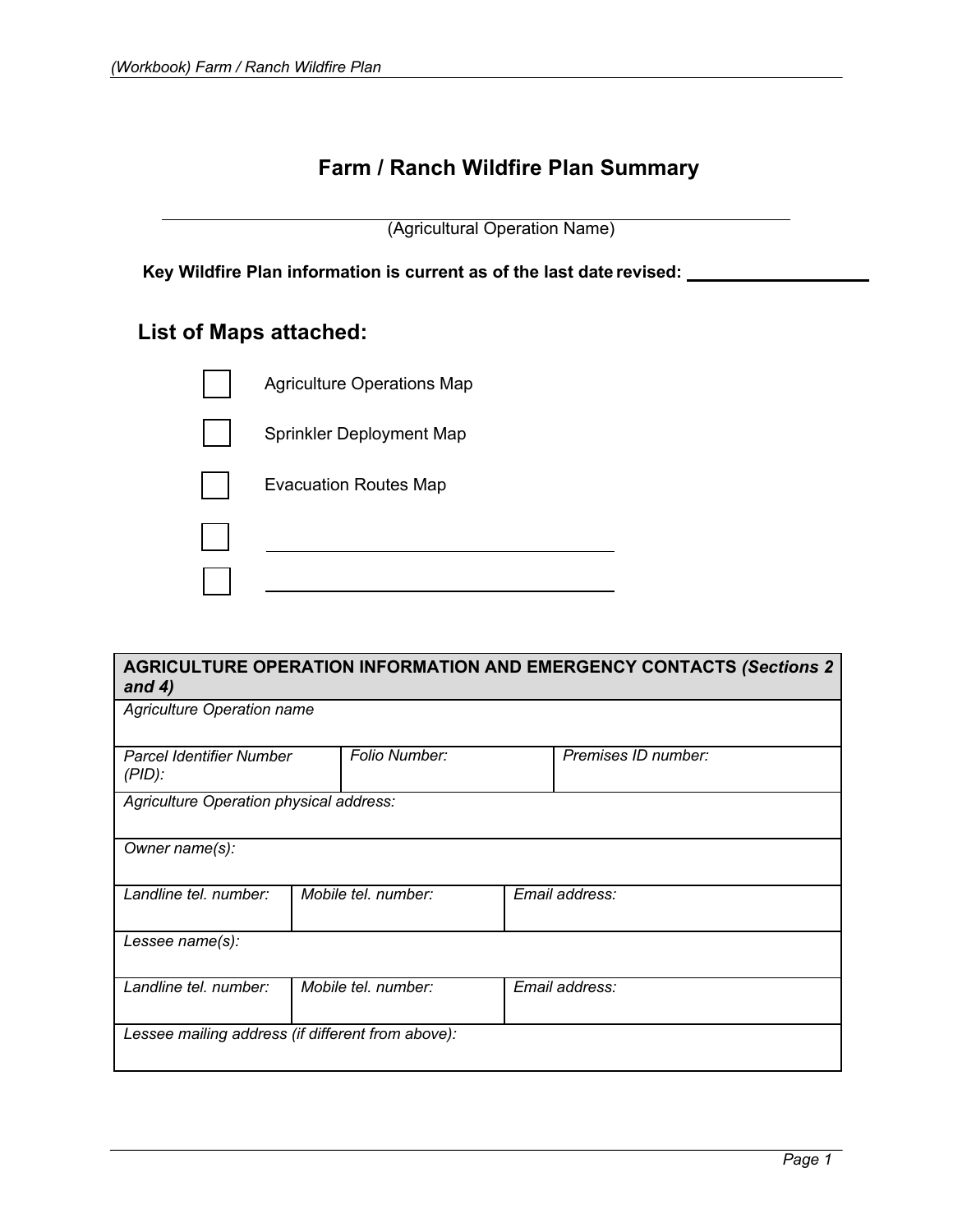# Farm / Ranch Wildfire Plan Summary

______________________________________________
(Agricultural Operation Name)

**Key Wildfire Plan information is current as of the last date revised: ____________________**

## List of Maps attached:

- ☐ Agriculture Operations Map
- ☐ Sprinkler Deployment Map
- ☐ Evacuation Routes Map
- ☐ ______________________________
- ☐ ______________________________

| **AGRICULTURE OPERATION INFORMATION AND EMERGENCY CONTACTS *(Sections 2 and 4)*** | | |
|---|---|---|
| *Agriculture Operation name* | | |
| *Parcel Identifier Number (PID):* | *Folio Number:* | *Premises ID number:* |
| *Agriculture Operation physical address:* | | |
| *Owner name(s):* | | |
| *Landline tel. number:* | *Mobile tel. number:* | *Email address:* |
| *Lessee name(s):* | | |
| *Landline tel. number:* | *Mobile tel. number:* | *Email address:* |
| *Lessee mailing address (if different from above):* | | |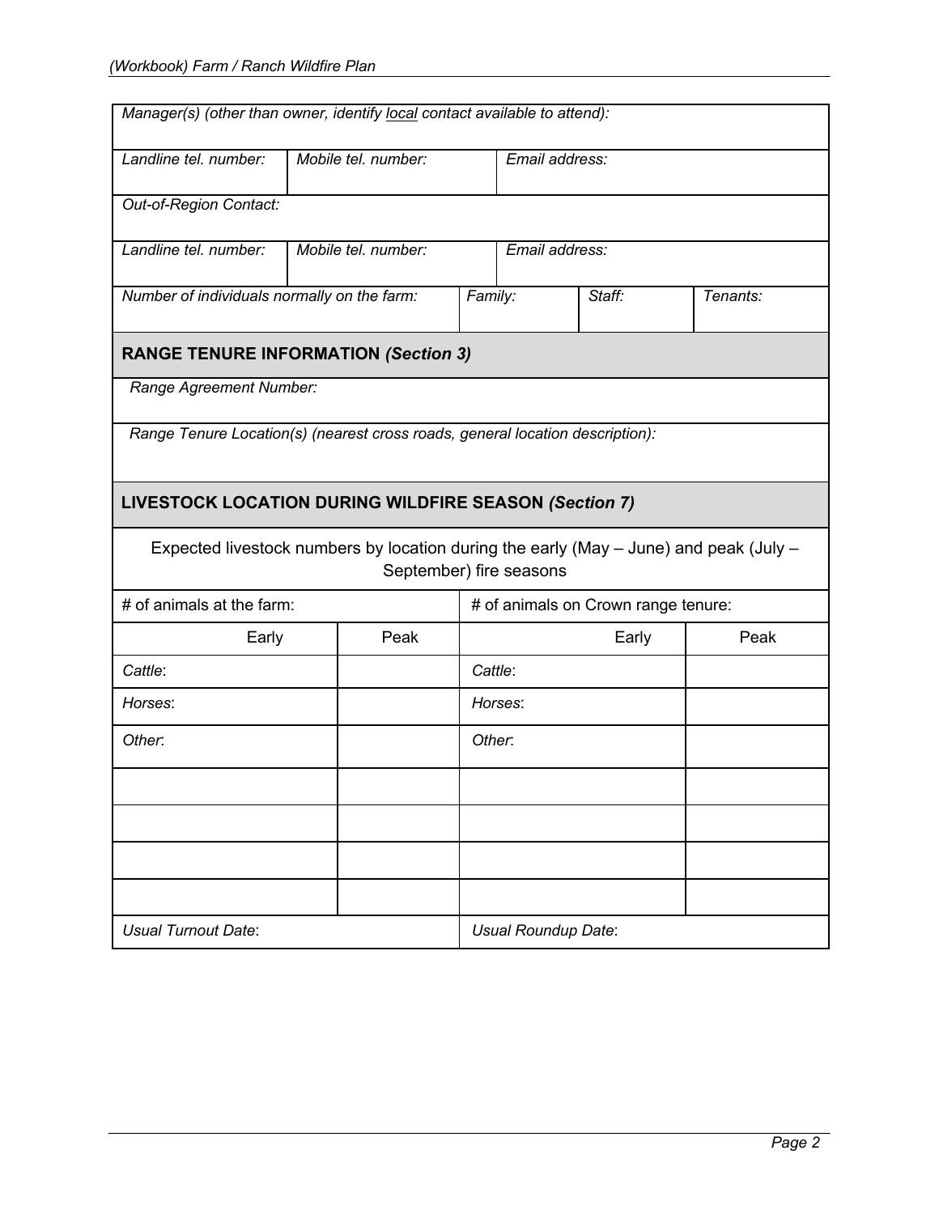| *Manager(s) (other than owner, identify local contact available to attend):* | | | |
|---|---|---|---|
| *Landline tel. number:* | *Mobile tel. number:* | *Email address:* | |
| *Out-of-Region Contact:* | | | |
| *Landline tel. number:* | *Mobile tel. number:* | *Email address:* | |

| *Number of individuals normally on the farm:* | *Family:* | *Staff:* | *Tenants:* |
|---|---|---|---|

## RANGE TENURE INFORMATION *(Section 3)*

| *Range Agreement Number:* |
|---|
| *Range Tenure Location(s) (nearest cross roads, general location description):* |

## LIVESTOCK LOCATION DURING WILDFIRE SEASON *(Section 7)*

Expected livestock numbers by location during the early (May – June) and peak (July – September) fire seasons

| # of animals at the farm: | | # of animals on Crown range tenure: | |
|---|---|---|---|
| Early | Peak | Early | Peak |
| *Cattle*: | | *Cattle*: | |
| *Horses*: | | *Horses*: | |
| *Other*: | | *Other*: | |
| | | | |
| | | | |
| | | | |
| | | | |
| *Usual Turnout Date*: | | *Usual Roundup Date*: | |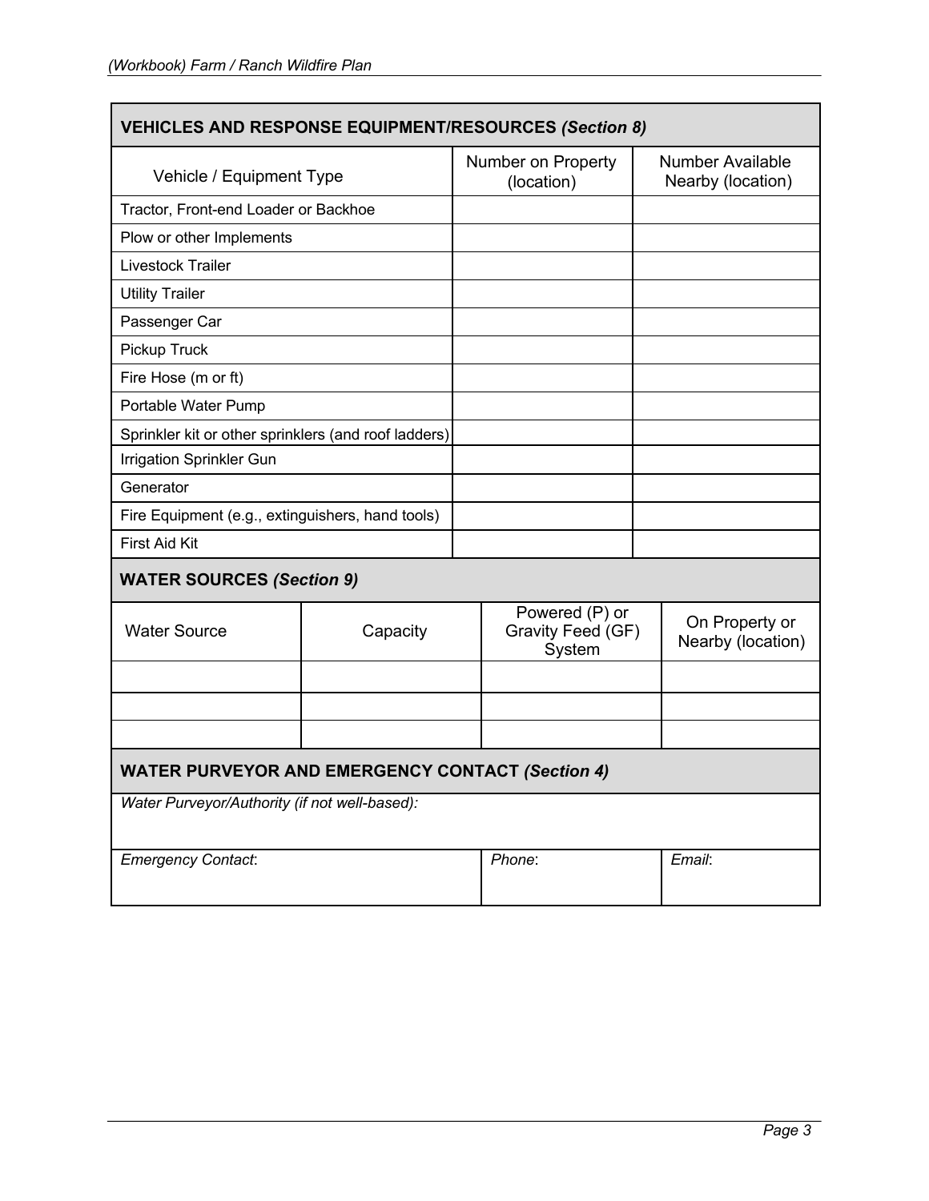| VEHICLES AND RESPONSE EQUIPMENT/RESOURCES *(Section 8)* | | |
|---|---|---|
| Vehicle / Equipment Type | Number on Property (location) | Number Available Nearby (location) |
| Tractor, Front-end Loader or Backhoe | | |
| Plow or other Implements | | |
| Livestock Trailer | | |
| Utility Trailer | | |
| Passenger Car | | |
| Pickup Truck | | |
| Fire Hose (m or ft) | | |
| Portable Water Pump | | |
| Sprinkler kit or other sprinklers (and roof ladders) | | |
| Irrigation Sprinkler Gun | | |
| Generator | | |
| Fire Equipment (e.g., extinguishers, hand tools) | | |
| First Aid Kit | | |

| WATER SOURCES *(Section 9)* | | | |
|---|---|---|---|
| Water Source | Capacity | Powered (P) or Gravity Feed (GF) System | On Property or Nearby (location) |
| | | | |
| | | | |
| | | | |

| WATER PURVEYOR AND EMERGENCY CONTACT *(Section 4)* | | |
|---|---|---|
| *Water Purveyor/Authority (if not well-based):* | | |
| *Emergency Contact*: | *Phone*: | *Email*: |